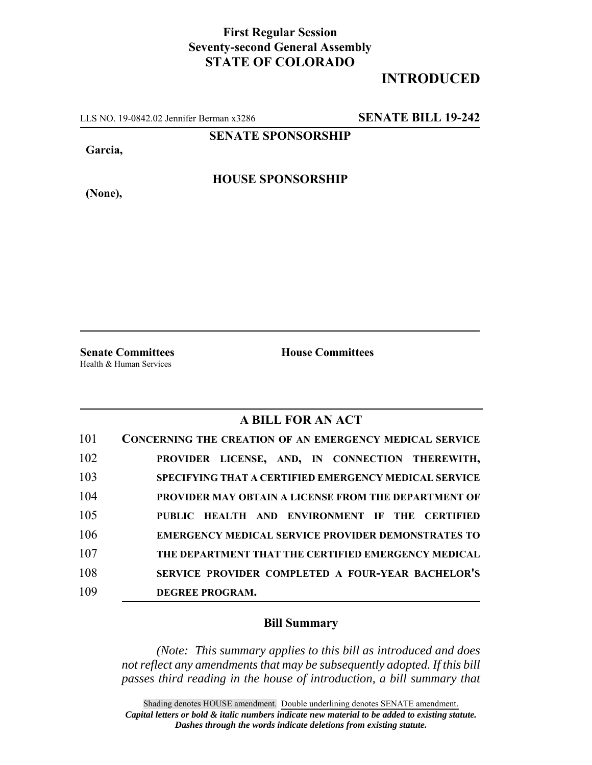**First Regular Session**
**Seventy-second General Assembly**
**STATE OF COLORADO**

# INTRODUCED

LLS NO. 19-0842.02 Jennifer Berman x3286 **SENATE BILL 19-242**

**SENATE SPONSORSHIP**

**Garcia,**

**HOUSE SPONSORSHIP**

**(None),**

**Senate Committees**
Health & Human Services

**House Committees**

## A BILL FOR AN ACT

101 **CONCERNING THE CREATION OF AN EMERGENCY MEDICAL SERVICE**
102 **PROVIDER LICENSE, AND, IN CONNECTION THEREWITH,**
103 **SPECIFYING THAT A CERTIFIED EMERGENCY MEDICAL SERVICE**
104 **PROVIDER MAY OBTAIN A LICENSE FROM THE DEPARTMENT OF**
105 **PUBLIC HEALTH AND ENVIRONMENT IF THE CERTIFIED**
106 **EMERGENCY MEDICAL SERVICE PROVIDER DEMONSTRATES TO**
107 **THE DEPARTMENT THAT THE CERTIFIED EMERGENCY MEDICAL**
108 **SERVICE PROVIDER COMPLETED A FOUR-YEAR BACHELOR'S**
109 **DEGREE PROGRAM.**

### Bill Summary

*(Note: This summary applies to this bill as introduced and does not reflect any amendments that may be subsequently adopted. If this bill passes third reading in the house of introduction, a bill summary that*

Shading denotes HOUSE amendment. Double underlining denotes SENATE amendment.
***Capital letters or bold & italic numbers indicate new material to be added to existing statute.***
***Dashes through the words indicate deletions from existing statute.***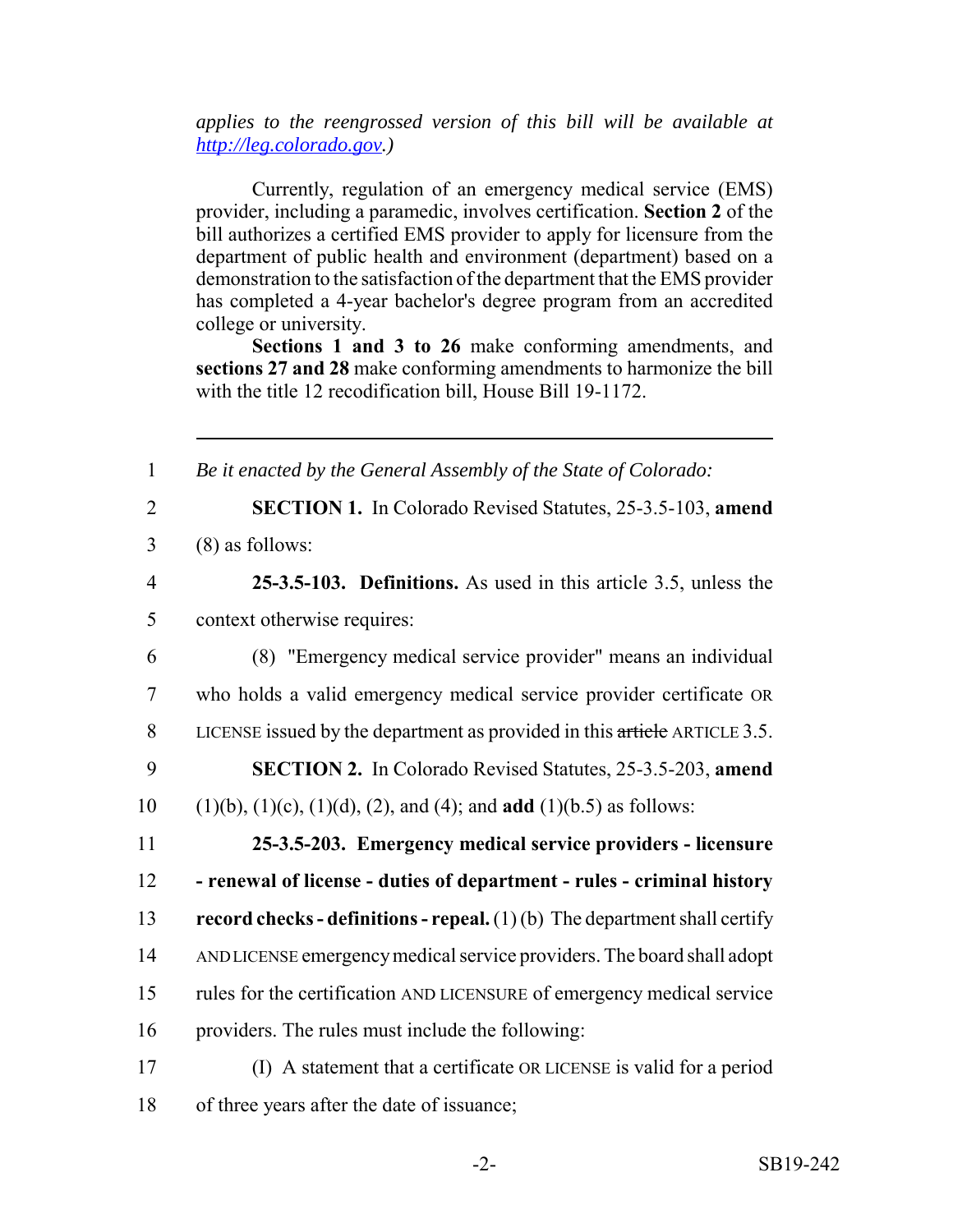*applies to the reengrossed version of this bill will be available at http://leg.colorado.gov.)*

Currently, regulation of an emergency medical service (EMS) provider, including a paramedic, involves certification. **Section 2** of the bill authorizes a certified EMS provider to apply for licensure from the department of public health and environment (department) based on a demonstration to the satisfaction of the department that the EMS provider has completed a 4-year bachelor's degree program from an accredited college or university.

**Sections 1 and 3 to 26** make conforming amendments, and **sections 27 and 28** make conforming amendments to harmonize the bill with the title 12 recodification bill, House Bill 19-1172.

---

1 *Be it enacted by the General Assembly of the State of Colorado:*

2 **SECTION 1.** In Colorado Revised Statutes, 25-3.5-103, **amend**
3 (8) as follows:

4 **25-3.5-103. Definitions.** As used in this article 3.5, unless the
5 context otherwise requires:

6 (8) "Emergency medical service provider" means an individual
7 who holds a valid emergency medical service provider certificate OR
8 LICENSE issued by the department as provided in this ~~article~~ ARTICLE 3.5.

9 **SECTION 2.** In Colorado Revised Statutes, 25-3.5-203, **amend**
10 (1)(b), (1)(c), (1)(d), (2), and (4); and **add** (1)(b.5) as follows:

11 **25-3.5-203. Emergency medical service providers - licensure**
12 **- renewal of license - duties of department - rules - criminal history**
13 **record checks - definitions - repeal.** (1) (b) The department shall certify
14 AND LICENSE emergency medical service providers. The board shall adopt
15 rules for the certification AND LICENSURE of emergency medical service
16 providers. The rules must include the following:

17 (I) A statement that a certificate OR LICENSE is valid for a period
18 of three years after the date of issuance;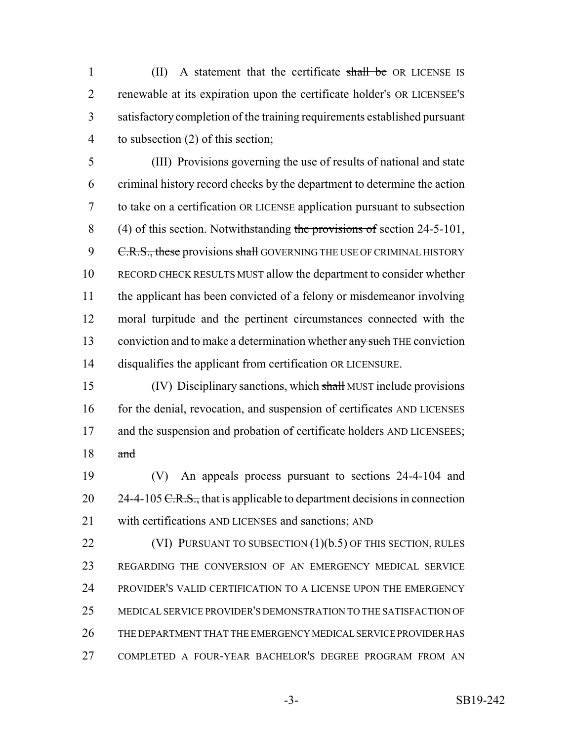(II) A statement that the certificate ~~shall be~~ OR LICENSE IS renewable at its expiration upon the certificate holder's OR LICENSEE'S satisfactory completion of the training requirements established pursuant to subsection (2) of this section;

(III) Provisions governing the use of results of national and state criminal history record checks by the department to determine the action to take on a certification OR LICENSE application pursuant to subsection (4) of this section. Notwithstanding ~~the provisions of~~ section 24-5-101, ~~C.R.S., these~~ provisions ~~shall~~ GOVERNING THE USE OF CRIMINAL HISTORY RECORD CHECK RESULTS MUST allow the department to consider whether the applicant has been convicted of a felony or misdemeanor involving moral turpitude and the pertinent circumstances connected with the conviction and to make a determination whether ~~any such~~ THE conviction disqualifies the applicant from certification OR LICENSURE.

(IV) Disciplinary sanctions, which ~~shall~~ MUST include provisions for the denial, revocation, and suspension of certificates AND LICENSES and the suspension and probation of certificate holders AND LICENSEES; ~~and~~

(V) An appeals process pursuant to sections 24-4-104 and 24-4-105 ~~C.R.S.,~~ that is applicable to department decisions in connection with certifications AND LICENSES and sanctions; AND

(VI) PURSUANT TO SUBSECTION (1)(b.5) OF THIS SECTION, RULES REGARDING THE CONVERSION OF AN EMERGENCY MEDICAL SERVICE PROVIDER'S VALID CERTIFICATION TO A LICENSE UPON THE EMERGENCY MEDICAL SERVICE PROVIDER'S DEMONSTRATION TO THE SATISFACTION OF THE DEPARTMENT THAT THE EMERGENCY MEDICAL SERVICE PROVIDER HAS COMPLETED A FOUR-YEAR BACHELOR'S DEGREE PROGRAM FROM AN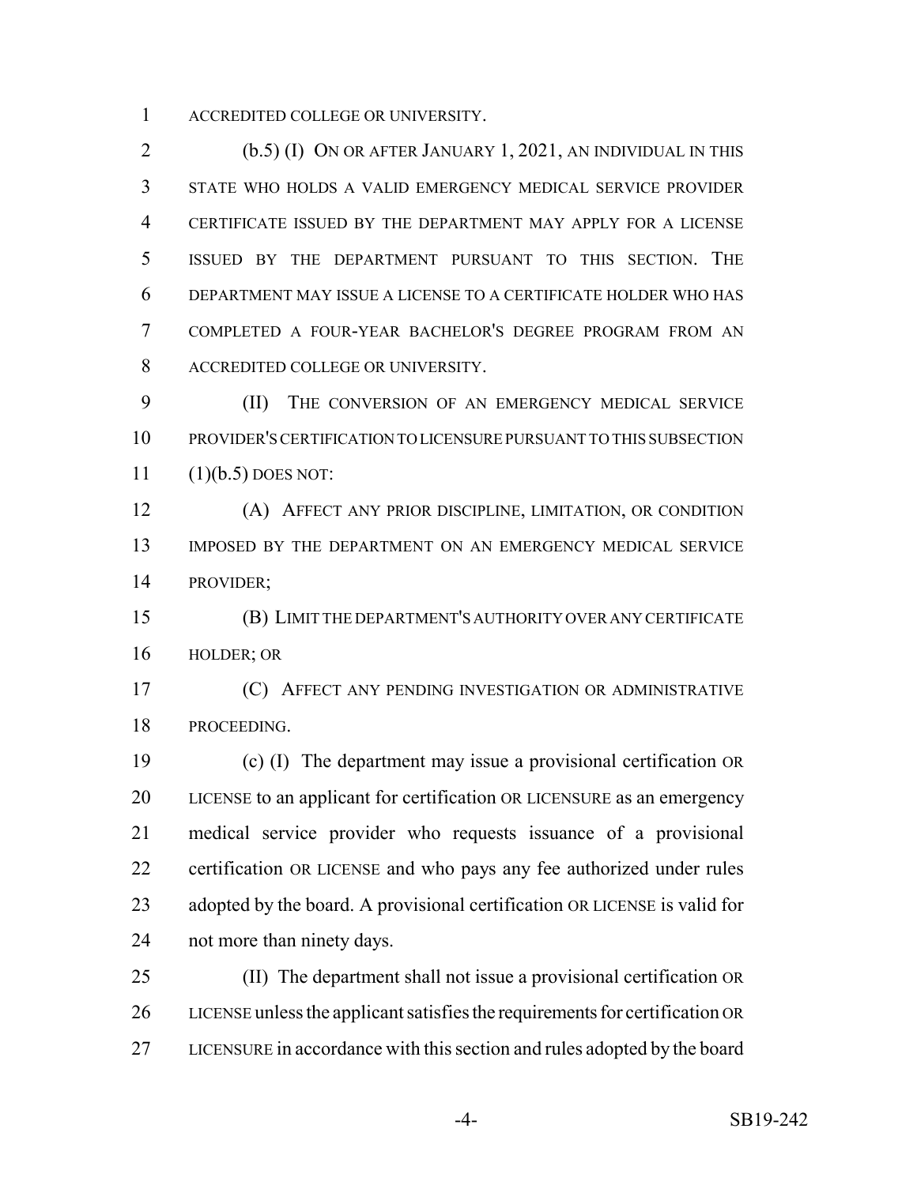ACCREDITED COLLEGE OR UNIVERSITY.

(b.5) (I) ON OR AFTER JANUARY 1, 2021, AN INDIVIDUAL IN THIS STATE WHO HOLDS A VALID EMERGENCY MEDICAL SERVICE PROVIDER CERTIFICATE ISSUED BY THE DEPARTMENT MAY APPLY FOR A LICENSE ISSUED BY THE DEPARTMENT PURSUANT TO THIS SECTION. THE DEPARTMENT MAY ISSUE A LICENSE TO A CERTIFICATE HOLDER WHO HAS COMPLETED A FOUR-YEAR BACHELOR'S DEGREE PROGRAM FROM AN ACCREDITED COLLEGE OR UNIVERSITY.

(II) THE CONVERSION OF AN EMERGENCY MEDICAL SERVICE PROVIDER'S CERTIFICATION TO LICENSURE PURSUANT TO THIS SUBSECTION (1)(b.5) DOES NOT:

(A) AFFECT ANY PRIOR DISCIPLINE, LIMITATION, OR CONDITION IMPOSED BY THE DEPARTMENT ON AN EMERGENCY MEDICAL SERVICE PROVIDER;

(B) LIMIT THE DEPARTMENT'S AUTHORITY OVER ANY CERTIFICATE HOLDER; OR

(C) AFFECT ANY PENDING INVESTIGATION OR ADMINISTRATIVE PROCEEDING.

(c) (I) The department may issue a provisional certification OR LICENSE to an applicant for certification OR LICENSURE as an emergency medical service provider who requests issuance of a provisional certification OR LICENSE and who pays any fee authorized under rules adopted by the board. A provisional certification OR LICENSE is valid for not more than ninety days.

(II) The department shall not issue a provisional certification OR LICENSE unless the applicant satisfies the requirements for certification OR LICENSURE in accordance with this section and rules adopted by the board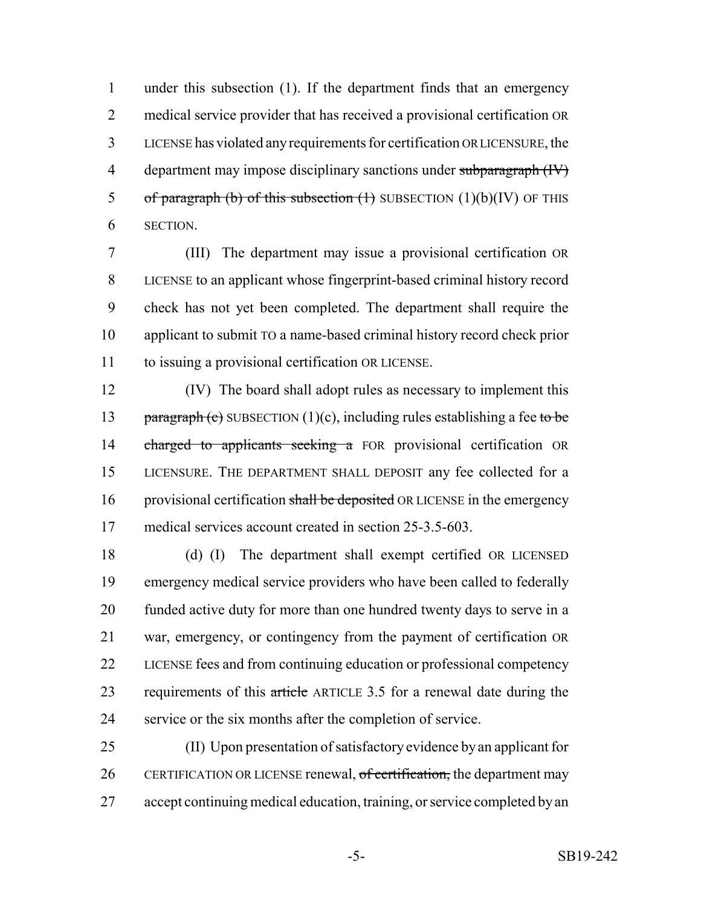under this subsection (1). If the department finds that an emergency medical service provider that has received a provisional certification OR LICENSE has violated any requirements for certification OR LICENSURE, the department may impose disciplinary sanctions under ~~subparagraph (IV) of paragraph (b) of this subsection (1)~~ SUBSECTION (1)(b)(IV) OF THIS SECTION.

(III) The department may issue a provisional certification OR LICENSE to an applicant whose fingerprint-based criminal history record check has not yet been completed. The department shall require the applicant to submit TO a name-based criminal history record check prior to issuing a provisional certification OR LICENSE.

(IV) The board shall adopt rules as necessary to implement this ~~paragraph (c)~~ SUBSECTION (1)(c), including rules establishing a fee ~~to be charged to applicants seeking a~~ FOR provisional certification OR LICENSURE. THE DEPARTMENT SHALL DEPOSIT any fee collected for a provisional certification ~~shall be deposited~~ OR LICENSE in the emergency medical services account created in section 25-3.5-603.

(d) (I) The department shall exempt certified OR LICENSED emergency medical service providers who have been called to federally funded active duty for more than one hundred twenty days to serve in a war, emergency, or contingency from the payment of certification OR LICENSE fees and from continuing education or professional competency requirements of this ~~article~~ ARTICLE 3.5 for a renewal date during the service or the six months after the completion of service.

(II) Upon presentation of satisfactory evidence by an applicant for CERTIFICATION OR LICENSE renewal, ~~of certification,~~ the department may accept continuing medical education, training, or service completed by an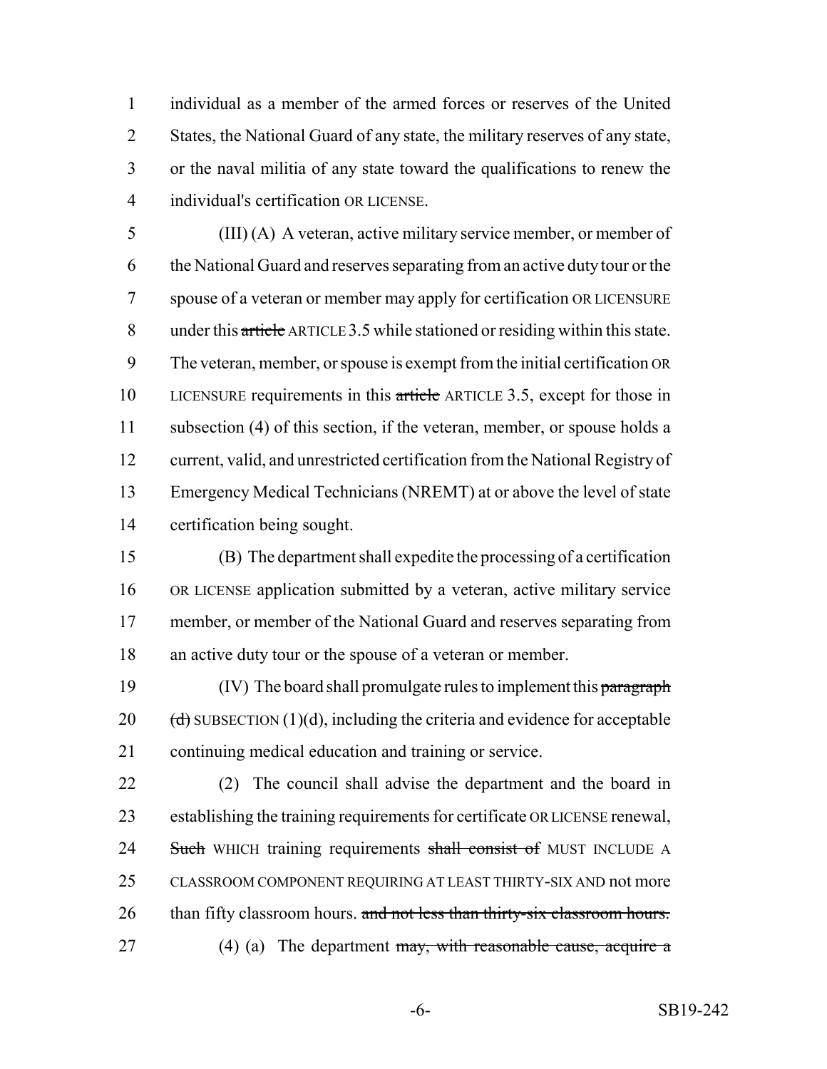individual as a member of the armed forces or reserves of the United States, the National Guard of any state, the military reserves of any state, or the naval militia of any state toward the qualifications to renew the individual's certification OR LICENSE.

(III) (A) A veteran, active military service member, or member of the National Guard and reserves separating from an active duty tour or the spouse of a veteran or member may apply for certification OR LICENSURE under this ~~article~~ ARTICLE 3.5 while stationed or residing within this state. The veteran, member, or spouse is exempt from the initial certification OR LICENSURE requirements in this ~~article~~ ARTICLE 3.5, except for those in subsection (4) of this section, if the veteran, member, or spouse holds a current, valid, and unrestricted certification from the National Registry of Emergency Medical Technicians (NREMT) at or above the level of state certification being sought.

(B) The department shall expedite the processing of a certification OR LICENSE application submitted by a veteran, active military service member, or member of the National Guard and reserves separating from an active duty tour or the spouse of a veteran or member.

(IV) The board shall promulgate rules to implement this ~~paragraph (d)~~ SUBSECTION (1)(d), including the criteria and evidence for acceptable continuing medical education and training or service.

(2) The council shall advise the department and the board in establishing the training requirements for certificate OR LICENSE renewal, ~~Such~~ WHICH training requirements ~~shall consist of~~ MUST INCLUDE A CLASSROOM COMPONENT REQUIRING AT LEAST THIRTY-SIX AND not more than fifty classroom hours. ~~and not less than thirty-six classroom hours.~~

(4) (a) The department ~~may, with reasonable cause, acquire a~~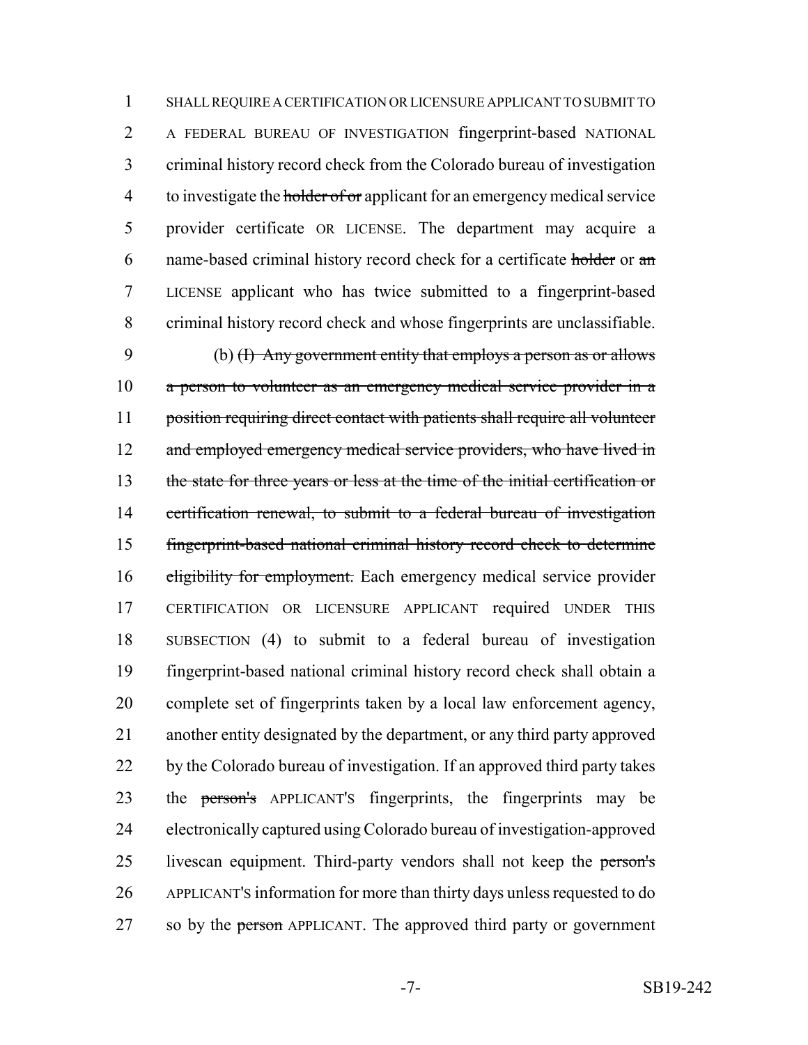SHALL REQUIRE A CERTIFICATION OR LICENSURE APPLICANT TO SUBMIT TO A FEDERAL BUREAU OF INVESTIGATION fingerprint-based NATIONAL criminal history record check from the Colorado bureau of investigation to investigate the ~~holder of or~~ applicant for an emergency medical service provider certificate OR LICENSE. The department may acquire a name-based criminal history record check for a certificate ~~holder~~ or ~~an~~ LICENSE applicant who has twice submitted to a fingerprint-based criminal history record check and whose fingerprints are unclassifiable.

(b) ~~(I) Any government entity that employs a person as or allows a person to volunteer as an emergency medical service provider in a position requiring direct contact with patients shall require all volunteer and employed emergency medical service providers, who have lived in the state for three years or less at the time of the initial certification or certification renewal, to submit to a federal bureau of investigation fingerprint-based national criminal history record check to determine eligibility for employment.~~ Each emergency medical service provider CERTIFICATION OR LICENSURE APPLICANT required UNDER THIS SUBSECTION (4) to submit to a federal bureau of investigation fingerprint-based national criminal history record check shall obtain a complete set of fingerprints taken by a local law enforcement agency, another entity designated by the department, or any third party approved by the Colorado bureau of investigation. If an approved third party takes the ~~person's~~ APPLICANT'S fingerprints, the fingerprints may be electronically captured using Colorado bureau of investigation-approved livescan equipment. Third-party vendors shall not keep the ~~person's~~ APPLICANT'S information for more than thirty days unless requested to do so by the ~~person~~ APPLICANT. The approved third party or government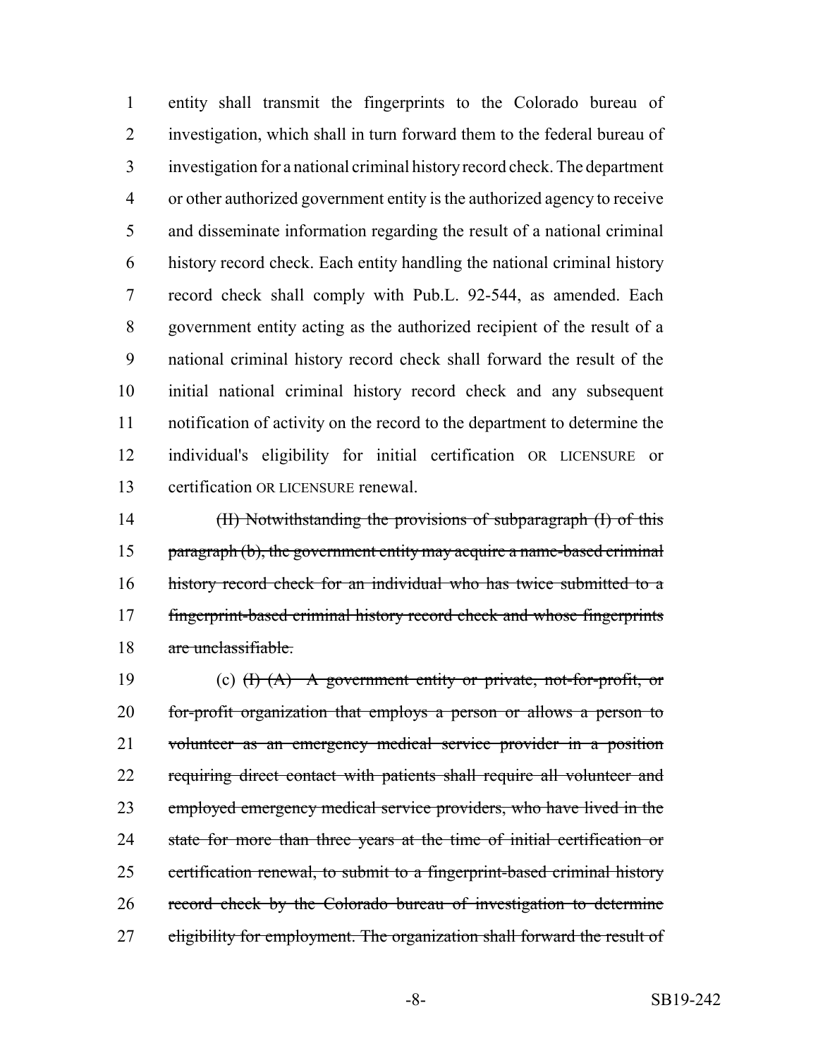entity shall transmit the fingerprints to the Colorado bureau of investigation, which shall in turn forward them to the federal bureau of investigation for a national criminal history record check. The department or other authorized government entity is the authorized agency to receive and disseminate information regarding the result of a national criminal history record check. Each entity handling the national criminal history record check shall comply with Pub.L. 92-544, as amended. Each government entity acting as the authorized recipient of the result of a national criminal history record check shall forward the result of the initial national criminal history record check and any subsequent notification of activity on the record to the department to determine the individual's eligibility for initial certification OR LICENSURE or certification OR LICENSURE renewal.

~~(II) Notwithstanding the provisions of subparagraph (I) of this paragraph (b), the government entity may acquire a name-based criminal history record check for an individual who has twice submitted to a fingerprint-based criminal history record check and whose fingerprints are unclassifiable.~~

(c) ~~(I) (A) A government entity or private, not-for-profit, or for-profit organization that employs a person or allows a person to volunteer as an emergency medical service provider in a position requiring direct contact with patients shall require all volunteer and employed emergency medical service providers, who have lived in the state for more than three years at the time of initial certification or certification renewal, to submit to a fingerprint-based criminal history record check by the Colorado bureau of investigation to determine eligibility for employment. The organization shall forward the result of~~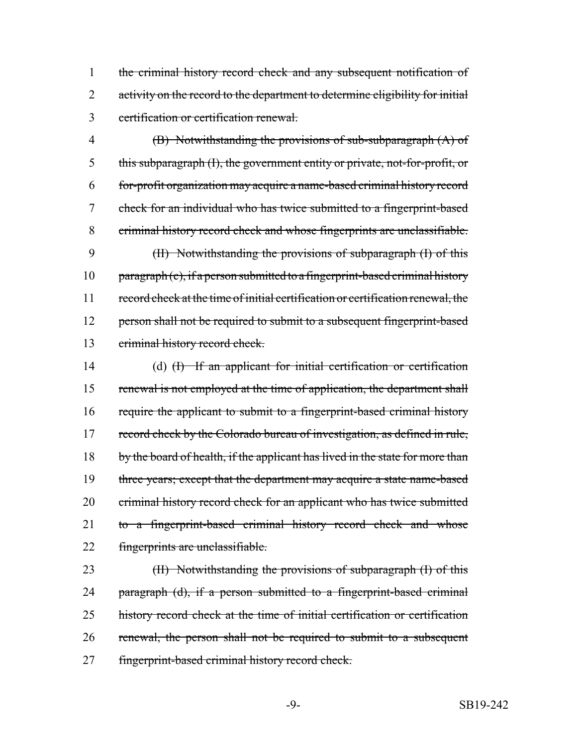1 ~~the criminal history record check and any subsequent notification of~~
2 ~~activity on the record to the department to determine eligibility for initial~~
3 ~~certification or certification renewal.~~

4 ~~(B) Notwithstanding the provisions of sub-subparagraph (A) of~~
5 ~~this subparagraph (I), the government entity or private, not-for-profit, or~~
6 ~~for-profit organization may acquire a name-based criminal history record~~
7 ~~check for an individual who has twice submitted to a fingerprint-based~~
8 ~~criminal history record check and whose fingerprints are unclassifiable.~~

9 ~~(II) Notwithstanding the provisions of subparagraph (I) of this~~
10 ~~paragraph (c), if a person submitted to a fingerprint-based criminal history~~
11 ~~record check at the time of initial certification or certification renewal, the~~
12 ~~person shall not be required to submit to a subsequent fingerprint-based~~
13 ~~criminal history record check.~~

14 (d) ~~(I) If an applicant for initial certification or certification~~
15 ~~renewal is not employed at the time of application, the department shall~~
16 ~~require the applicant to submit to a fingerprint-based criminal history~~
17 ~~record check by the Colorado bureau of investigation, as defined in rule,~~
18 ~~by the board of health, if the applicant has lived in the state for more than~~
19 ~~three years; except that the department may acquire a state name-based~~
20 ~~criminal history record check for an applicant who has twice submitted~~
21 ~~to a fingerprint-based criminal history record check and whose~~
22 ~~fingerprints are unclassifiable.~~

23 ~~(II) Notwithstanding the provisions of subparagraph (I) of this~~
24 ~~paragraph (d), if a person submitted to a fingerprint-based criminal~~
25 ~~history record check at the time of initial certification or certification~~
26 ~~renewal, the person shall not be required to submit to a subsequent~~
27 ~~fingerprint-based criminal history record check.~~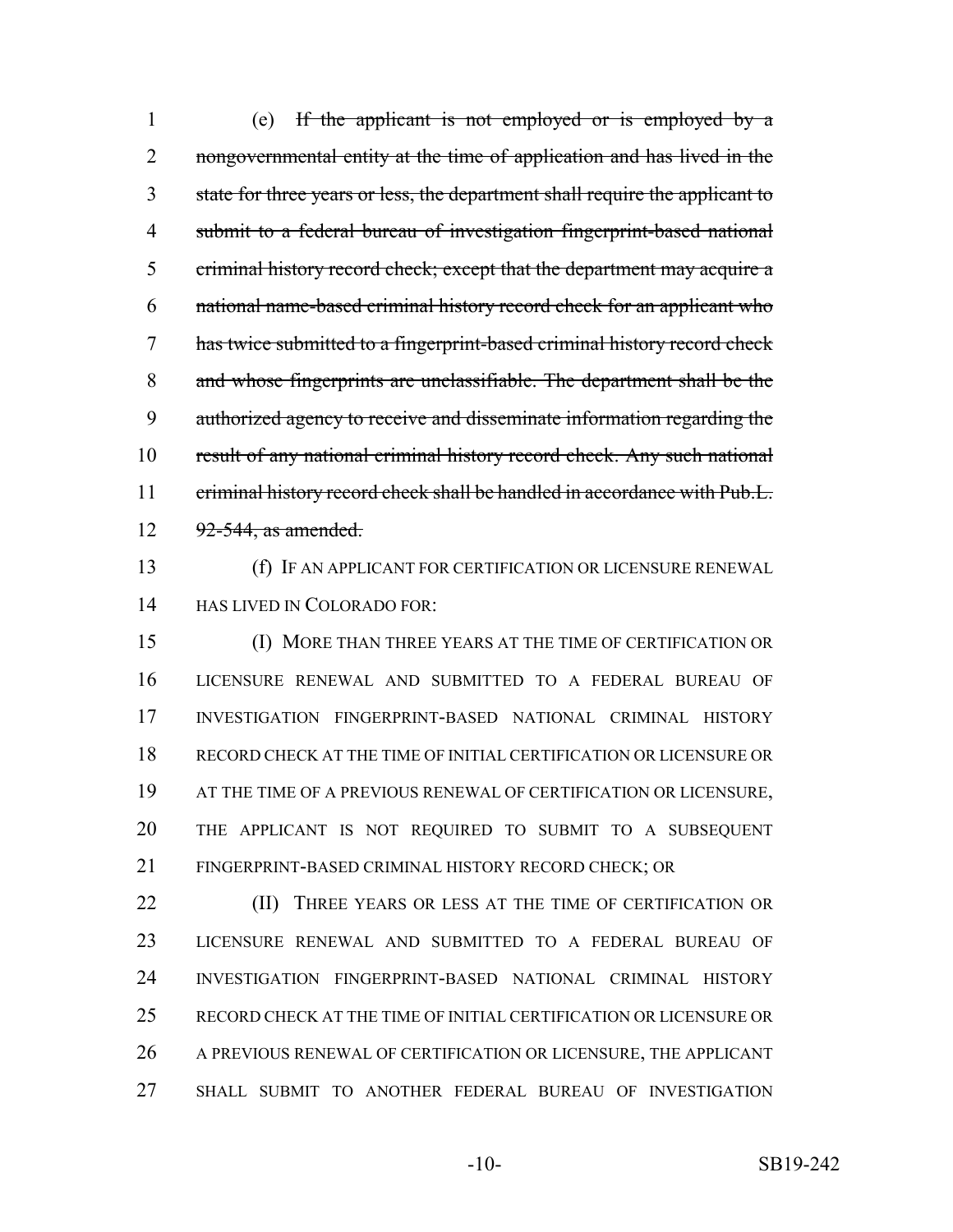(e) ~~If the applicant is not employed or is employed by a nongovernmental entity at the time of application and has lived in the state for three years or less, the department shall require the applicant to submit to a federal bureau of investigation fingerprint-based national criminal history record check; except that the department may acquire a national name-based criminal history record check for an applicant who has twice submitted to a fingerprint-based criminal history record check and whose fingerprints are unclassifiable. The department shall be the authorized agency to receive and disseminate information regarding the result of any national criminal history record check. Any such national criminal history record check shall be handled in accordance with Pub.L. 92-544, as amended.~~

(f) IF AN APPLICANT FOR CERTIFICATION OR LICENSURE RENEWAL HAS LIVED IN COLORADO FOR:

(I) MORE THAN THREE YEARS AT THE TIME OF CERTIFICATION OR LICENSURE RENEWAL AND SUBMITTED TO A FEDERAL BUREAU OF INVESTIGATION FINGERPRINT-BASED NATIONAL CRIMINAL HISTORY RECORD CHECK AT THE TIME OF INITIAL CERTIFICATION OR LICENSURE OR AT THE TIME OF A PREVIOUS RENEWAL OF CERTIFICATION OR LICENSURE, THE APPLICANT IS NOT REQUIRED TO SUBMIT TO A SUBSEQUENT FINGERPRINT-BASED CRIMINAL HISTORY RECORD CHECK; OR

(II) THREE YEARS OR LESS AT THE TIME OF CERTIFICATION OR LICENSURE RENEWAL AND SUBMITTED TO A FEDERAL BUREAU OF INVESTIGATION FINGERPRINT-BASED NATIONAL CRIMINAL HISTORY RECORD CHECK AT THE TIME OF INITIAL CERTIFICATION OR LICENSURE OR A PREVIOUS RENEWAL OF CERTIFICATION OR LICENSURE, THE APPLICANT SHALL SUBMIT TO ANOTHER FEDERAL BUREAU OF INVESTIGATION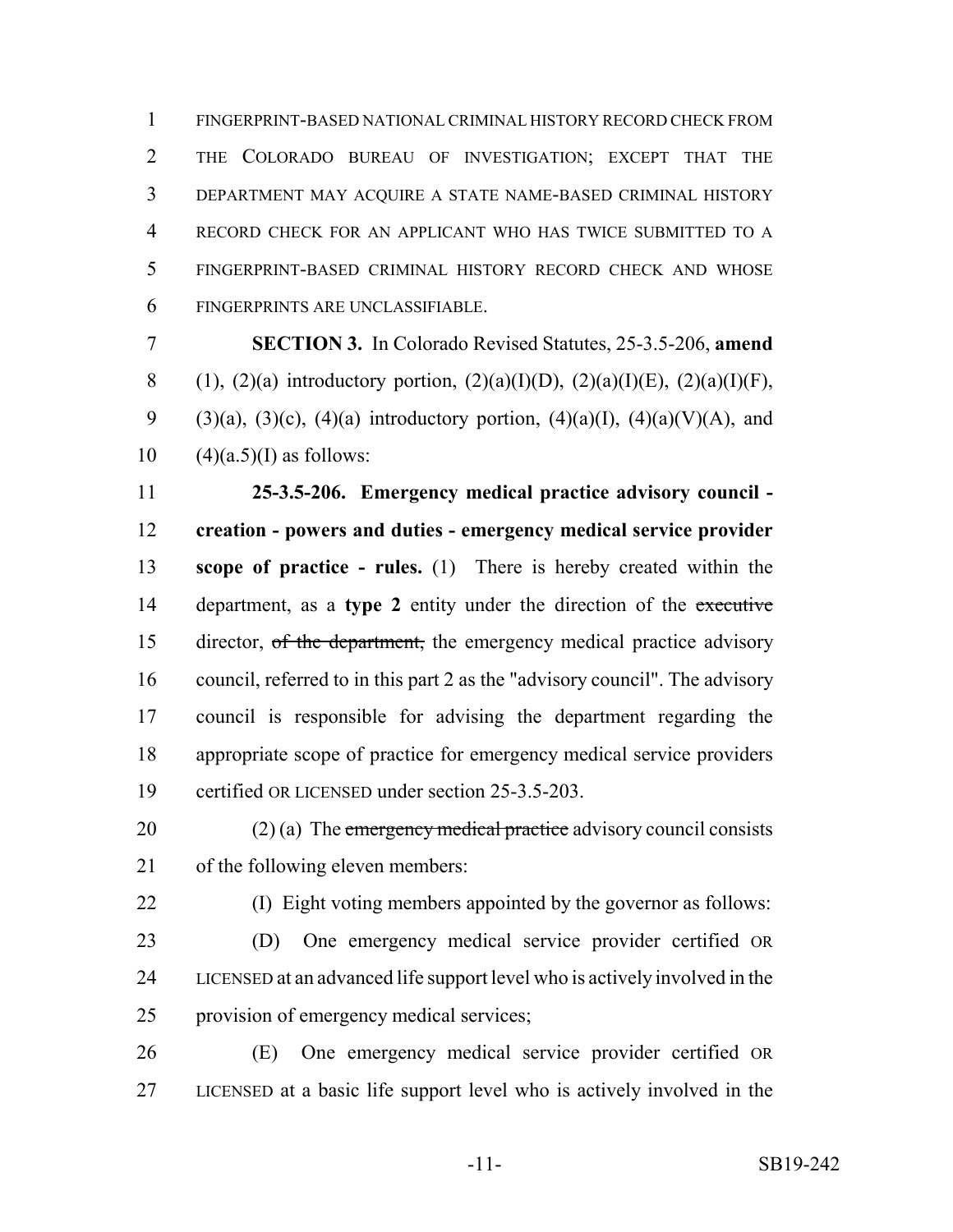FINGERPRINT-BASED NATIONAL CRIMINAL HISTORY RECORD CHECK FROM THE COLORADO BUREAU OF INVESTIGATION; EXCEPT THAT THE DEPARTMENT MAY ACQUIRE A STATE NAME-BASED CRIMINAL HISTORY RECORD CHECK FOR AN APPLICANT WHO HAS TWICE SUBMITTED TO A FINGERPRINT-BASED CRIMINAL HISTORY RECORD CHECK AND WHOSE FINGERPRINTS ARE UNCLASSIFIABLE.

**SECTION 3.** In Colorado Revised Statutes, 25-3.5-206, **amend** (1), (2)(a) introductory portion, (2)(a)(I)(D), (2)(a)(I)(E), (2)(a)(I)(F), (3)(a), (3)(c), (4)(a) introductory portion, (4)(a)(I), (4)(a)(V)(A), and (4)(a.5)(I) as follows:

**25-3.5-206. Emergency medical practice advisory council - creation - powers and duties - emergency medical service provider scope of practice - rules.** (1) There is hereby created within the department, as a **type 2** entity under the direction of the ~~executive~~ director, ~~of the department,~~ the emergency medical practice advisory council, referred to in this part 2 as the "advisory council". The advisory council is responsible for advising the department regarding the appropriate scope of practice for emergency medical service providers certified OR LICENSED under section 25-3.5-203.

(2) (a) The ~~emergency medical practice~~ advisory council consists of the following eleven members:

(I) Eight voting members appointed by the governor as follows:

(D) One emergency medical service provider certified OR LICENSED at an advanced life support level who is actively involved in the provision of emergency medical services;

(E) One emergency medical service provider certified OR LICENSED at a basic life support level who is actively involved in the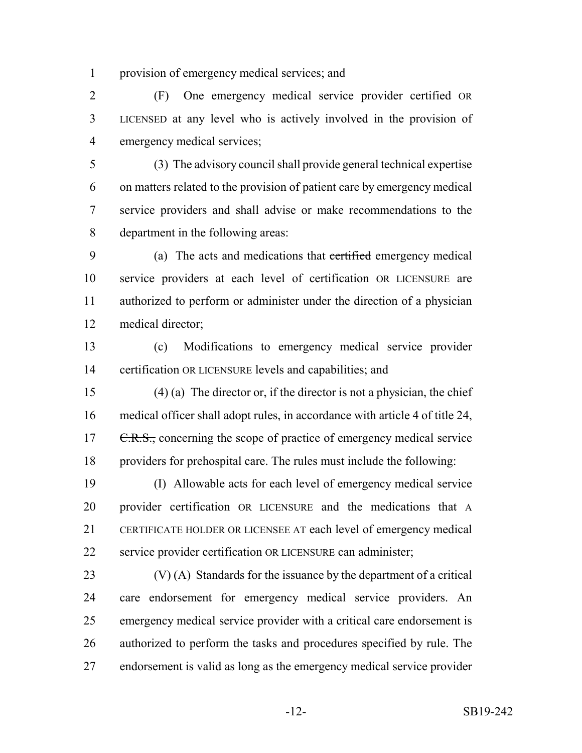provision of emergency medical services; and

(F) One emergency medical service provider certified OR LICENSED at any level who is actively involved in the provision of emergency medical services;

(3) The advisory council shall provide general technical expertise on matters related to the provision of patient care by emergency medical service providers and shall advise or make recommendations to the department in the following areas:

(a) The acts and medications that ~~certified~~ emergency medical service providers at each level of certification OR LICENSURE are authorized to perform or administer under the direction of a physician medical director;

(c) Modifications to emergency medical service provider certification OR LICENSURE levels and capabilities; and

(4) (a) The director or, if the director is not a physician, the chief medical officer shall adopt rules, in accordance with article 4 of title 24, ~~C.R.S.,~~ concerning the scope of practice of emergency medical service providers for prehospital care. The rules must include the following:

(I) Allowable acts for each level of emergency medical service provider certification OR LICENSURE and the medications that A CERTIFICATE HOLDER OR LICENSEE AT each level of emergency medical service provider certification OR LICENSURE can administer;

(V) (A) Standards for the issuance by the department of a critical care endorsement for emergency medical service providers. An emergency medical service provider with a critical care endorsement is authorized to perform the tasks and procedures specified by rule. The endorsement is valid as long as the emergency medical service provider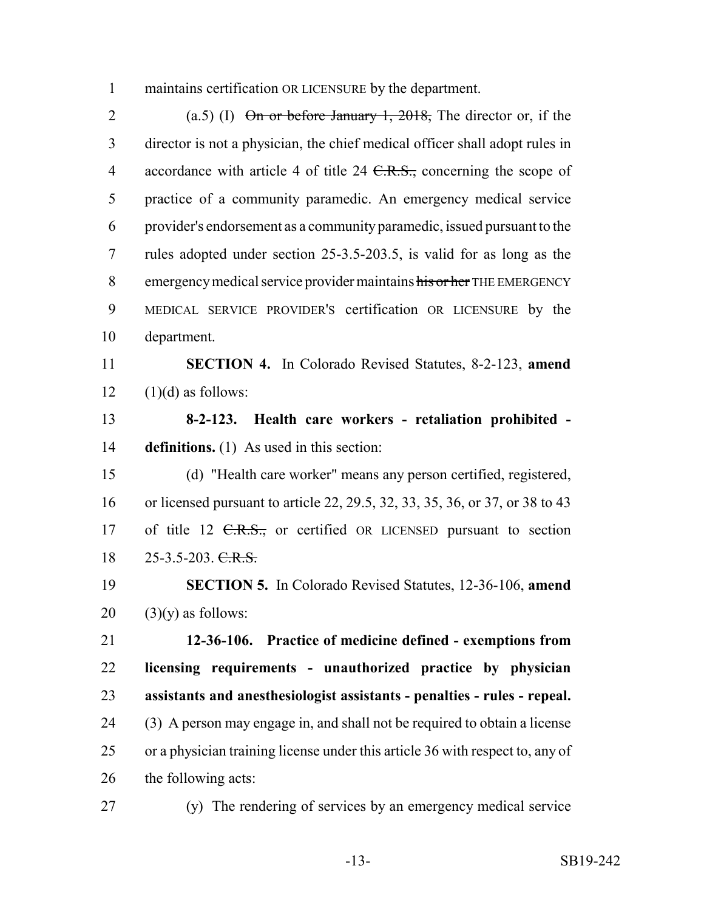maintains certification OR LICENSURE by the department.

(a.5) (I) ~~On or before January 1, 2018,~~ The director or, if the director is not a physician, the chief medical officer shall adopt rules in accordance with article 4 of title 24 ~~C.R.S.,~~ concerning the scope of practice of a community paramedic. An emergency medical service provider's endorsement as a community paramedic, issued pursuant to the rules adopted under section 25-3.5-203.5, is valid for as long as the emergency medical service provider maintains ~~his or her~~ THE EMERGENCY MEDICAL SERVICE PROVIDER'S certification OR LICENSURE by the department.

**SECTION 4.** In Colorado Revised Statutes, 8-2-123, **amend** (1)(d) as follows:

**8-2-123. Health care workers - retaliation prohibited - definitions.** (1) As used in this section:

(d) "Health care worker" means any person certified, registered, or licensed pursuant to article 22, 29.5, 32, 33, 35, 36, or 37, or 38 to 43 of title 12 ~~C.R.S.,~~ or certified OR LICENSED pursuant to section 25-3.5-203. ~~C.R.S.~~

**SECTION 5.** In Colorado Revised Statutes, 12-36-106, **amend** (3)(y) as follows:

**12-36-106. Practice of medicine defined - exemptions from licensing requirements - unauthorized practice by physician assistants and anesthesiologist assistants - penalties - rules - repeal.** (3) A person may engage in, and shall not be required to obtain a license or a physician training license under this article 36 with respect to, any of the following acts:

(y) The rendering of services by an emergency medical service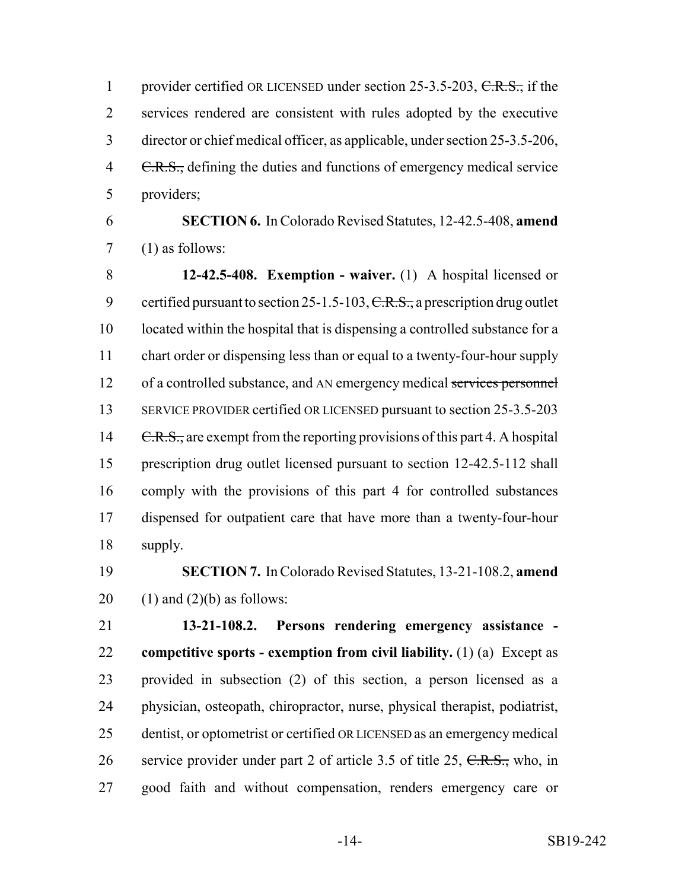provider certified OR LICENSED under section 25-3.5-203, ~~C.R.S.,~~ if the services rendered are consistent with rules adopted by the executive director or chief medical officer, as applicable, under section 25-3.5-206, ~~C.R.S.,~~ defining the duties and functions of emergency medical service providers;

**SECTION 6.** In Colorado Revised Statutes, 12-42.5-408, **amend** (1) as follows:

**12-42.5-408. Exemption - waiver.** (1) A hospital licensed or certified pursuant to section 25-1.5-103, ~~C.R.S.,~~ a prescription drug outlet located within the hospital that is dispensing a controlled substance for a chart order or dispensing less than or equal to a twenty-four-hour supply of a controlled substance, and AN emergency medical ~~services personnel~~ SERVICE PROVIDER certified OR LICENSED pursuant to section 25-3.5-203 ~~C.R.S.,~~ are exempt from the reporting provisions of this part 4. A hospital prescription drug outlet licensed pursuant to section 12-42.5-112 shall comply with the provisions of this part 4 for controlled substances dispensed for outpatient care that have more than a twenty-four-hour supply.

**SECTION 7.** In Colorado Revised Statutes, 13-21-108.2, **amend** (1) and (2)(b) as follows:

**13-21-108.2. Persons rendering emergency assistance - competitive sports - exemption from civil liability.** (1) (a) Except as provided in subsection (2) of this section, a person licensed as a physician, osteopath, chiropractor, nurse, physical therapist, podiatrist, dentist, or optometrist or certified OR LICENSED as an emergency medical service provider under part 2 of article 3.5 of title 25, ~~C.R.S.,~~ who, in good faith and without compensation, renders emergency care or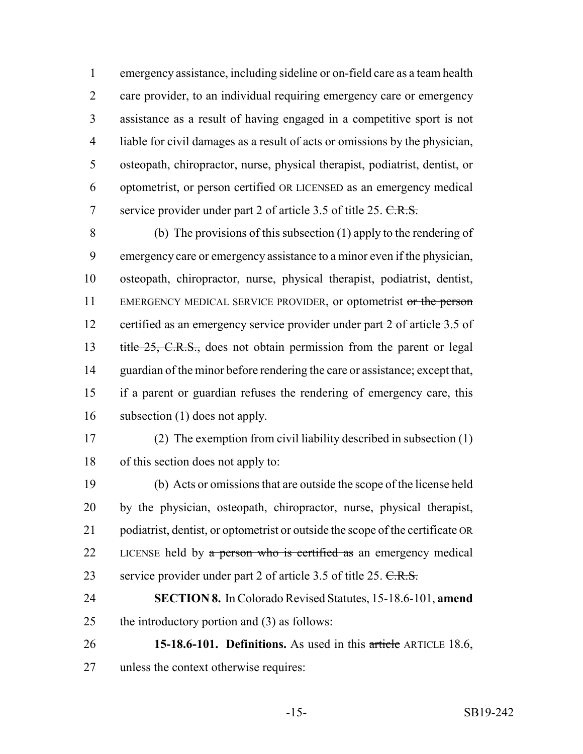emergency assistance, including sideline or on-field care as a team health care provider, to an individual requiring emergency care or emergency assistance as a result of having engaged in a competitive sport is not liable for civil damages as a result of acts or omissions by the physician, osteopath, chiropractor, nurse, physical therapist, podiatrist, dentist, or optometrist, or person certified OR LICENSED as an emergency medical service provider under part 2 of article 3.5 of title 25. ~~C.R.S.~~

(b) The provisions of this subsection (1) apply to the rendering of emergency care or emergency assistance to a minor even if the physician, osteopath, chiropractor, nurse, physical therapist, podiatrist, dentist, EMERGENCY MEDICAL SERVICE PROVIDER, or optometrist ~~or the person certified as an emergency service provider under part 2 of article 3.5 of title 25, C.R.S.,~~ does not obtain permission from the parent or legal guardian of the minor before rendering the care or assistance; except that, if a parent or guardian refuses the rendering of emergency care, this subsection (1) does not apply.

(2) The exemption from civil liability described in subsection (1) of this section does not apply to:

(b) Acts or omissions that are outside the scope of the license held by the physician, osteopath, chiropractor, nurse, physical therapist, podiatrist, dentist, or optometrist or outside the scope of the certificate OR LICENSE held by ~~a person who is certified as~~ an emergency medical service provider under part 2 of article 3.5 of title 25. ~~C.R.S.~~

**SECTION 8.** In Colorado Revised Statutes, 15-18.6-101, **amend** the introductory portion and (3) as follows:

**15-18.6-101. Definitions.** As used in this ~~article~~ ARTICLE 18.6, unless the context otherwise requires: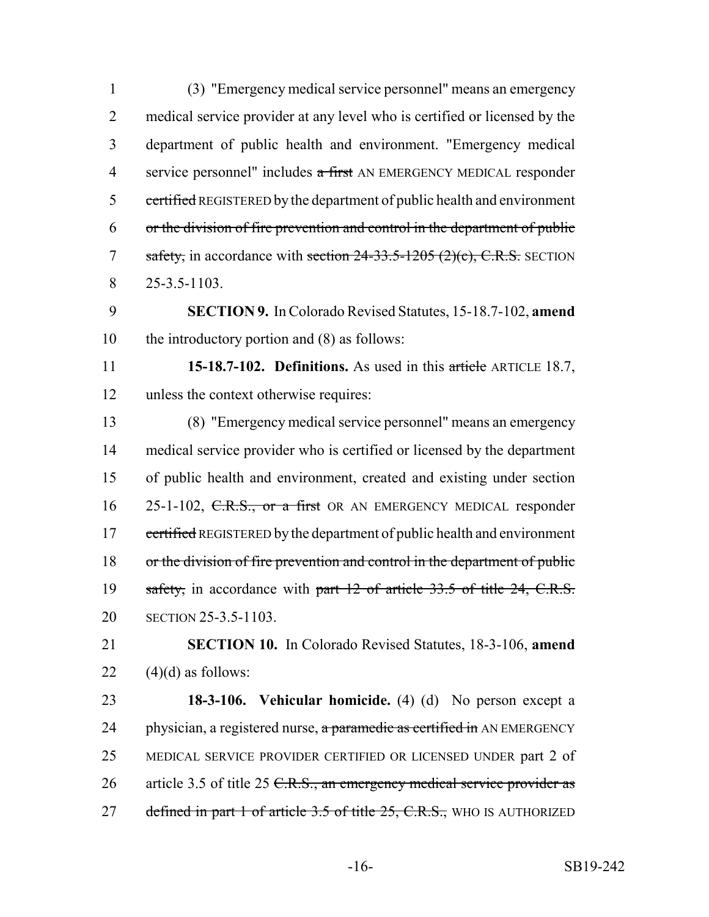(3) "Emergency medical service personnel" means an emergency medical service provider at any level who is certified or licensed by the department of public health and environment. "Emergency medical service personnel" includes ~~a first~~ AN EMERGENCY MEDICAL responder ~~certified~~ REGISTERED by the department of public health and environment ~~or the division of fire prevention and control in the department of public safety,~~ in accordance with ~~section 24-33.5-1205 (2)(c), C.R.S.~~ SECTION 25-3.5-1103.

**SECTION 9.** In Colorado Revised Statutes, 15-18.7-102, **amend** the introductory portion and (8) as follows:

**15-18.7-102. Definitions.** As used in this ~~article~~ ARTICLE 18.7, unless the context otherwise requires:

(8) "Emergency medical service personnel" means an emergency medical service provider who is certified or licensed by the department of public health and environment, created and existing under section 25-1-102, ~~C.R.S., or a first~~ OR AN EMERGENCY MEDICAL responder ~~certified~~ REGISTERED by the department of public health and environment ~~or the division of fire prevention and control in the department of public safety,~~ in accordance with ~~part 12 of article 33.5 of title 24, C.R.S.~~ SECTION 25-3.5-1103.

**SECTION 10.** In Colorado Revised Statutes, 18-3-106, **amend** (4)(d) as follows:

**18-3-106. Vehicular homicide.** (4) (d) No person except a physician, a registered nurse, ~~a paramedic as certified in~~ AN EMERGENCY MEDICAL SERVICE PROVIDER CERTIFIED OR LICENSED UNDER part 2 of article 3.5 of title 25 ~~C.R.S., an emergency medical service provider as defined in part 1 of article 3.5 of title 25, C.R.S.,~~ WHO IS AUTHORIZED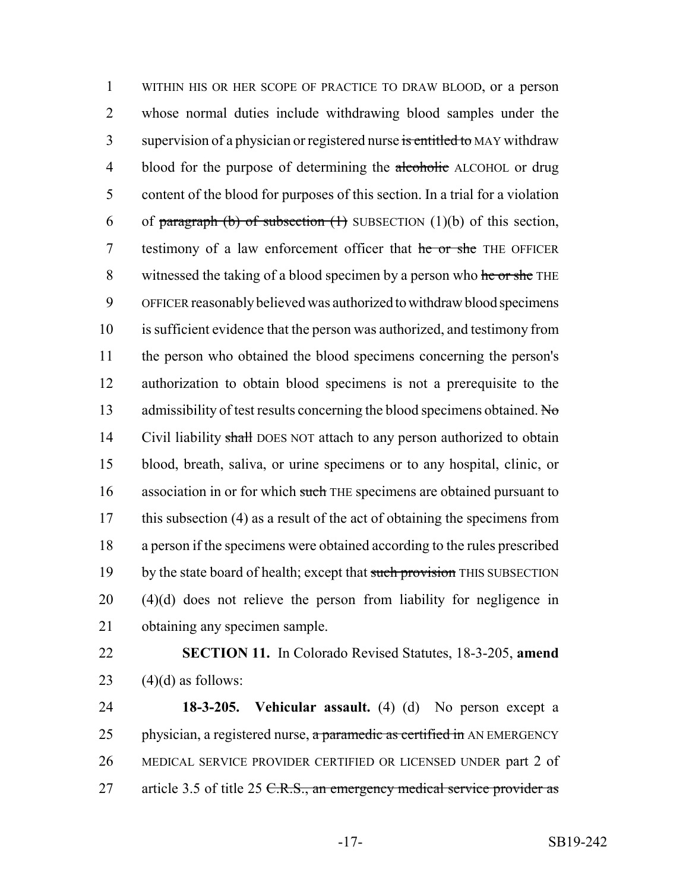WITHIN HIS OR HER SCOPE OF PRACTICE TO DRAW BLOOD, or a person whose normal duties include withdrawing blood samples under the supervision of a physician or registered nurse ~~is entitled to~~ MAY withdraw blood for the purpose of determining the ~~alcoholic~~ ALCOHOL or drug content of the blood for purposes of this section. In a trial for a violation of ~~paragraph (b) of subsection (1)~~ SUBSECTION (1)(b) of this section, testimony of a law enforcement officer that ~~he or she~~ THE OFFICER witnessed the taking of a blood specimen by a person who ~~he or she~~ THE OFFICER reasonably believed was authorized to withdraw blood specimens is sufficient evidence that the person was authorized, and testimony from the person who obtained the blood specimens concerning the person's authorization to obtain blood specimens is not a prerequisite to the admissibility of test results concerning the blood specimens obtained. ~~No~~ Civil liability ~~shall~~ DOES NOT attach to any person authorized to obtain blood, breath, saliva, or urine specimens or to any hospital, clinic, or association in or for which ~~such~~ THE specimens are obtained pursuant to this subsection (4) as a result of the act of obtaining the specimens from a person if the specimens were obtained according to the rules prescribed by the state board of health; except that ~~such provision~~ THIS SUBSECTION (4)(d) does not relieve the person from liability for negligence in obtaining any specimen sample.

**SECTION 11.** In Colorado Revised Statutes, 18-3-205, **amend** (4)(d) as follows:

**18-3-205. Vehicular assault.** (4) (d) No person except a physician, a registered nurse, ~~a paramedic as certified in~~ AN EMERGENCY MEDICAL SERVICE PROVIDER CERTIFIED OR LICENSED UNDER part 2 of article 3.5 of title 25 ~~C.R.S., an emergency medical service provider as~~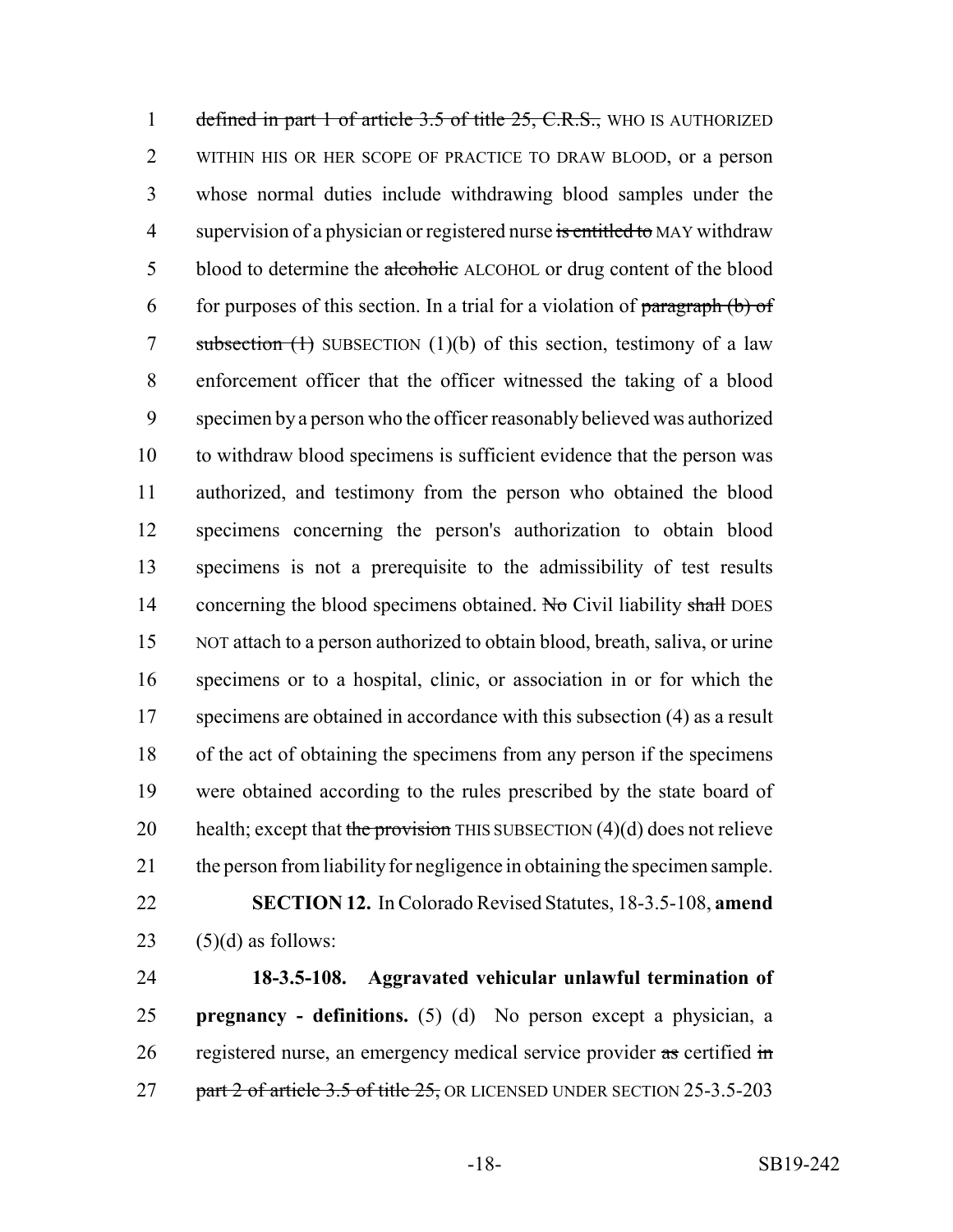defined in part 1 of article 3.5 of title 25, C.R.S., WHO IS AUTHORIZED WITHIN HIS OR HER SCOPE OF PRACTICE TO DRAW BLOOD, or a person whose normal duties include withdrawing blood samples under the supervision of a physician or registered nurse is entitled to MAY withdraw blood to determine the alcoholic ALCOHOL or drug content of the blood for purposes of this section. In a trial for a violation of paragraph (b) of subsection (1) SUBSECTION (1)(b) of this section, testimony of a law enforcement officer that the officer witnessed the taking of a blood specimen by a person who the officer reasonably believed was authorized to withdraw blood specimens is sufficient evidence that the person was authorized, and testimony from the person who obtained the blood specimens concerning the person's authorization to obtain blood specimens is not a prerequisite to the admissibility of test results concerning the blood specimens obtained. No Civil liability shall DOES NOT attach to a person authorized to obtain blood, breath, saliva, or urine specimens or to a hospital, clinic, or association in or for which the specimens are obtained in accordance with this subsection (4) as a result of the act of obtaining the specimens from any person if the specimens were obtained according to the rules prescribed by the state board of health; except that the provision THIS SUBSECTION (4)(d) does not relieve the person from liability for negligence in obtaining the specimen sample.

**SECTION 12.** In Colorado Revised Statutes, 18-3.5-108, **amend** (5)(d) as follows:

**18-3.5-108. Aggravated vehicular unlawful termination of pregnancy - definitions.** (5) (d) No person except a physician, a registered nurse, an emergency medical service provider as certified in part 2 of article 3.5 of title 25, OR LICENSED UNDER SECTION 25-3.5-203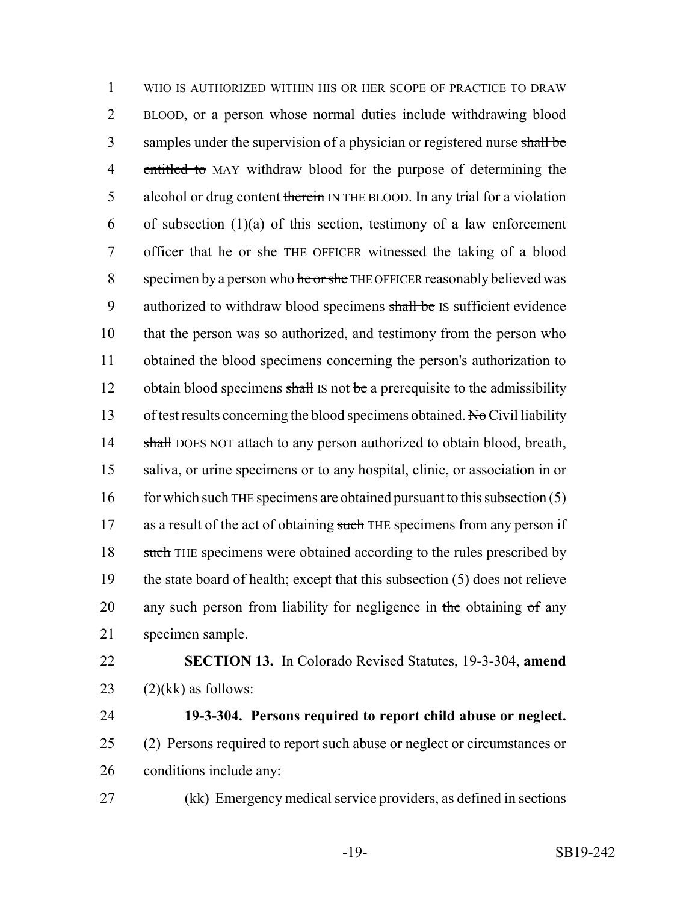WHO IS AUTHORIZED WITHIN HIS OR HER SCOPE OF PRACTICE TO DRAW BLOOD, or a person whose normal duties include withdrawing blood samples under the supervision of a physician or registered nurse ~~shall be entitled to~~ MAY withdraw blood for the purpose of determining the alcohol or drug content ~~therein~~ IN THE BLOOD. In any trial for a violation of subsection (1)(a) of this section, testimony of a law enforcement officer that ~~he or she~~ THE OFFICER witnessed the taking of a blood specimen by a person who ~~he or she~~ THE OFFICER reasonably believed was authorized to withdraw blood specimens ~~shall be~~ IS sufficient evidence that the person was so authorized, and testimony from the person who obtained the blood specimens concerning the person's authorization to obtain blood specimens ~~shall~~ IS not ~~be~~ a prerequisite to the admissibility of test results concerning the blood specimens obtained. ~~No~~ Civil liability ~~shall~~ DOES NOT attach to any person authorized to obtain blood, breath, saliva, or urine specimens or to any hospital, clinic, or association in or for which ~~such~~ THE specimens are obtained pursuant to this subsection (5) as a result of the act of obtaining ~~such~~ THE specimens from any person if ~~such~~ THE specimens were obtained according to the rules prescribed by the state board of health; except that this subsection (5) does not relieve any such person from liability for negligence in ~~the~~ obtaining ~~of~~ any specimen sample.

**SECTION 13.** In Colorado Revised Statutes, 19-3-304, **amend** (2)(kk) as follows:

**19-3-304. Persons required to report child abuse or neglect.** (2) Persons required to report such abuse or neglect or circumstances or conditions include any:

(kk) Emergency medical service providers, as defined in sections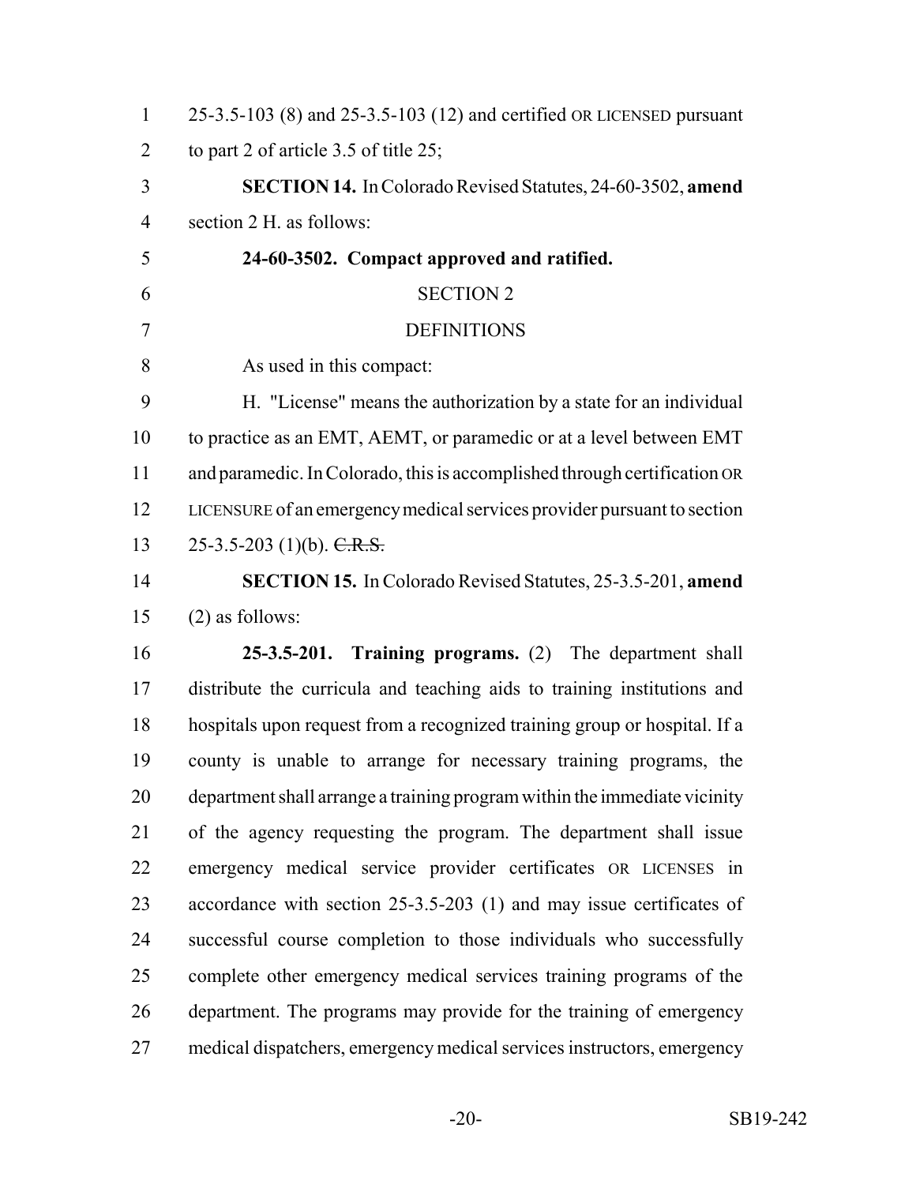25-3.5-103 (8) and 25-3.5-103 (12) and certified OR LICENSED pursuant to part 2 of article 3.5 of title 25;

**SECTION 14.** In Colorado Revised Statutes, 24-60-3502, **amend** section 2 H. as follows:

**24-60-3502. Compact approved and ratified.**

SECTION 2

DEFINITIONS

As used in this compact:

H. "License" means the authorization by a state for an individual to practice as an EMT, AEMT, or paramedic or at a level between EMT and paramedic. In Colorado, this is accomplished through certification OR LICENSURE of an emergency medical services provider pursuant to section 25-3.5-203 (1)(b). ~~C.R.S.~~

**SECTION 15.** In Colorado Revised Statutes, 25-3.5-201, **amend** (2) as follows:

**25-3.5-201. Training programs.** (2) The department shall distribute the curricula and teaching aids to training institutions and hospitals upon request from a recognized training group or hospital. If a county is unable to arrange for necessary training programs, the department shall arrange a training program within the immediate vicinity of the agency requesting the program. The department shall issue emergency medical service provider certificates OR LICENSES in accordance with section 25-3.5-203 (1) and may issue certificates of successful course completion to those individuals who successfully complete other emergency medical services training programs of the department. The programs may provide for the training of emergency medical dispatchers, emergency medical services instructors, emergency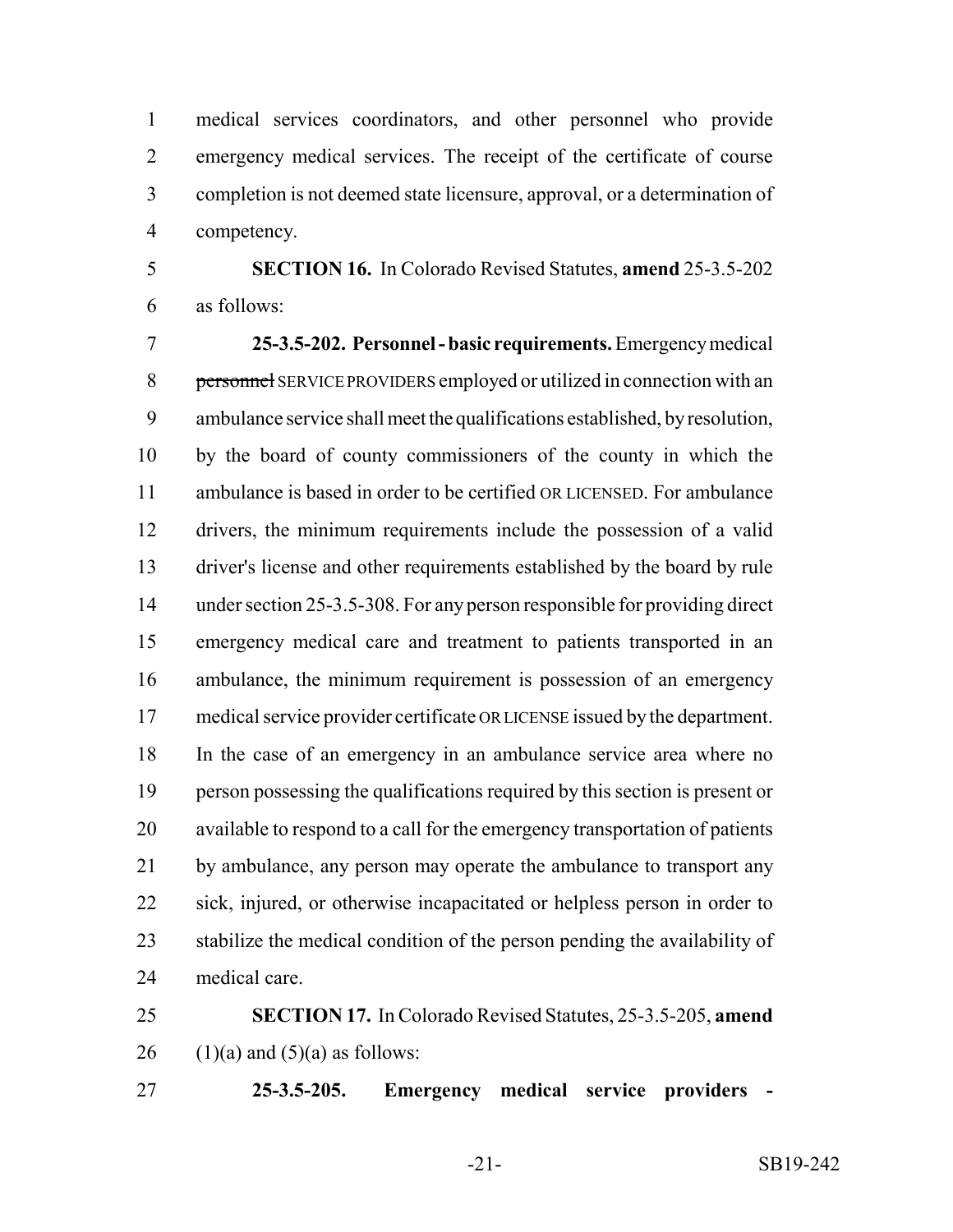medical services coordinators, and other personnel who provide emergency medical services. The receipt of the certificate of course completion is not deemed state licensure, approval, or a determination of competency.

**SECTION 16.** In Colorado Revised Statutes, **amend** 25-3.5-202 as follows:

**25-3.5-202. Personnel - basic requirements.** Emergency medical ~~personnel~~ SERVICE PROVIDERS employed or utilized in connection with an ambulance service shall meet the qualifications established, by resolution, by the board of county commissioners of the county in which the ambulance is based in order to be certified OR LICENSED. For ambulance drivers, the minimum requirements include the possession of a valid driver's license and other requirements established by the board by rule under section 25-3.5-308. For any person responsible for providing direct emergency medical care and treatment to patients transported in an ambulance, the minimum requirement is possession of an emergency medical service provider certificate OR LICENSE issued by the department. In the case of an emergency in an ambulance service area where no person possessing the qualifications required by this section is present or available to respond to a call for the emergency transportation of patients by ambulance, any person may operate the ambulance to transport any sick, injured, or otherwise incapacitated or helpless person in order to stabilize the medical condition of the person pending the availability of medical care.

**SECTION 17.** In Colorado Revised Statutes, 25-3.5-205, **amend** (1)(a) and (5)(a) as follows:

**25-3.5-205. Emergency medical service providers -**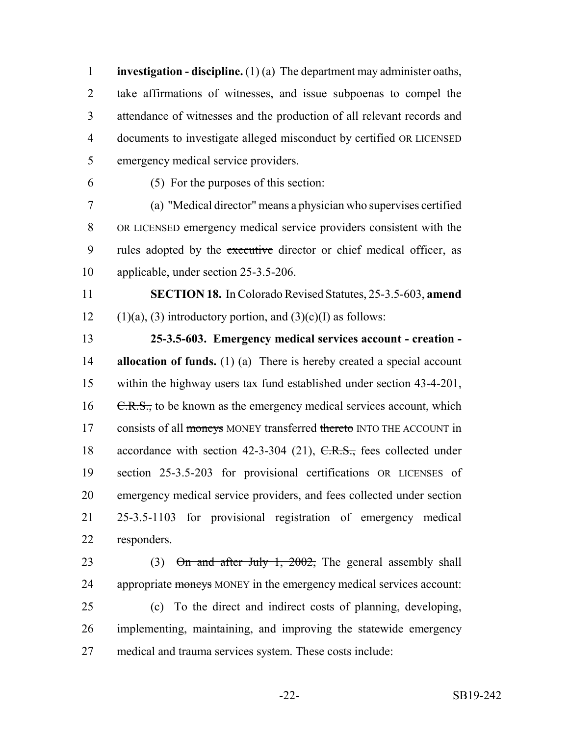**investigation - discipline.** (1) (a) The department may administer oaths, take affirmations of witnesses, and issue subpoenas to compel the attendance of witnesses and the production of all relevant records and documents to investigate alleged misconduct by certified OR LICENSED emergency medical service providers.

(5) For the purposes of this section:

(a) "Medical director" means a physician who supervises certified OR LICENSED emergency medical service providers consistent with the rules adopted by the ~~executive~~ director or chief medical officer, as applicable, under section 25-3.5-206.

**SECTION 18.** In Colorado Revised Statutes, 25-3.5-603, **amend** (1)(a), (3) introductory portion, and (3)(c)(I) as follows:

**25-3.5-603. Emergency medical services account - creation - allocation of funds.** (1) (a) There is hereby created a special account within the highway users tax fund established under section 43-4-201, ~~C.R.S.,~~ to be known as the emergency medical services account, which consists of all ~~moneys~~ MONEY transferred ~~thereto~~ INTO THE ACCOUNT in accordance with section 42-3-304 (21), ~~C.R.S.,~~ fees collected under section 25-3.5-203 for provisional certifications OR LICENSES of emergency medical service providers, and fees collected under section 25-3.5-1103 for provisional registration of emergency medical responders.

(3) ~~On and after July 1, 2002,~~ The general assembly shall appropriate ~~moneys~~ MONEY in the emergency medical services account:

(c) To the direct and indirect costs of planning, developing, implementing, maintaining, and improving the statewide emergency medical and trauma services system. These costs include: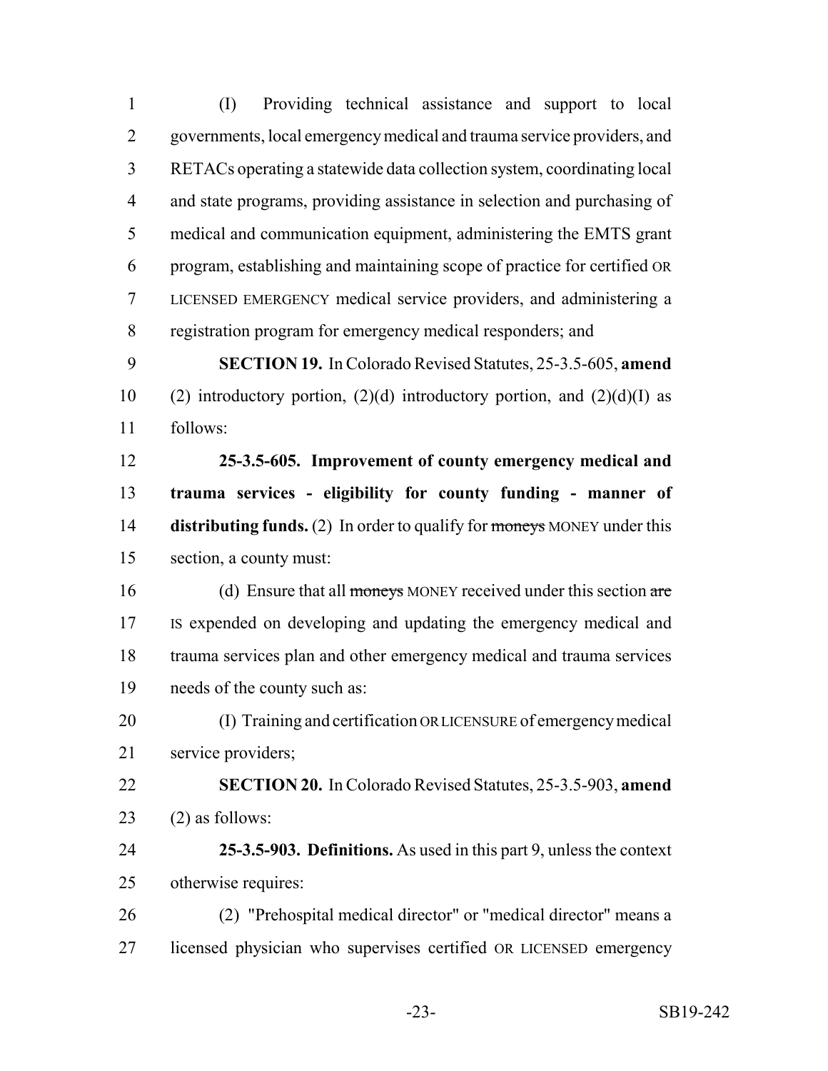(I) Providing technical assistance and support to local governments, local emergency medical and trauma service providers, and RETACs operating a statewide data collection system, coordinating local and state programs, providing assistance in selection and purchasing of medical and communication equipment, administering the EMTS grant program, establishing and maintaining scope of practice for certified OR LICENSED EMERGENCY medical service providers, and administering a registration program for emergency medical responders; and

**SECTION 19.** In Colorado Revised Statutes, 25-3.5-605, **amend** (2) introductory portion, (2)(d) introductory portion, and (2)(d)(I) as follows:

**25-3.5-605. Improvement of county emergency medical and trauma services - eligibility for county funding - manner of distributing funds.** (2) In order to qualify for ~~moneys~~ MONEY under this section, a county must:

(d) Ensure that all ~~moneys~~ MONEY received under this section ~~are~~ IS expended on developing and updating the emergency medical and trauma services plan and other emergency medical and trauma services needs of the county such as:

(I) Training and certification OR LICENSURE of emergency medical service providers;

**SECTION 20.** In Colorado Revised Statutes, 25-3.5-903, **amend** (2) as follows:

**25-3.5-903. Definitions.** As used in this part 9, unless the context otherwise requires:

(2) "Prehospital medical director" or "medical director" means a licensed physician who supervises certified OR LICENSED emergency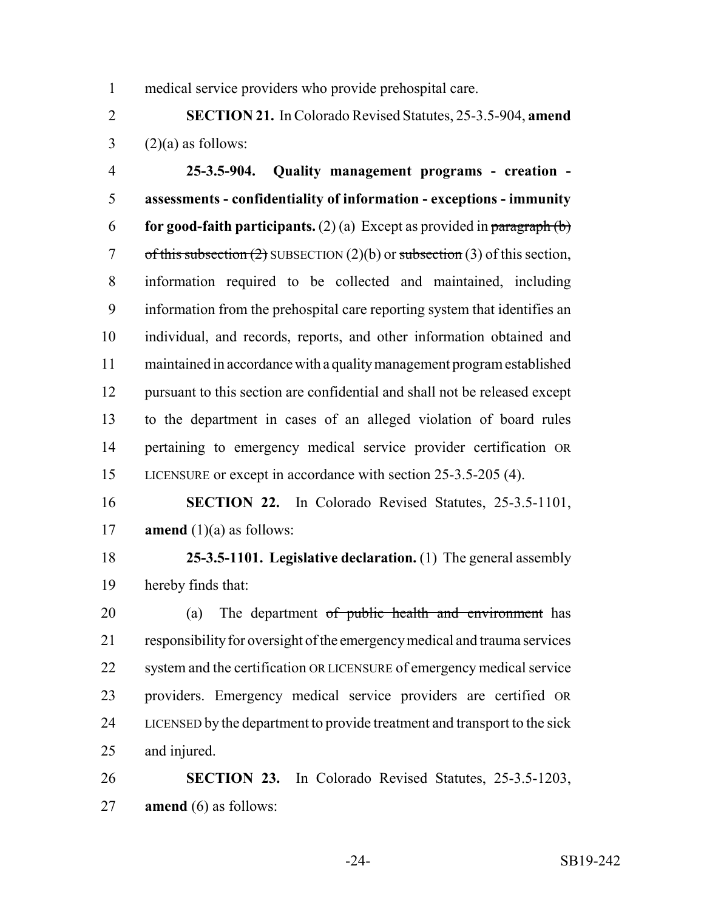medical service providers who provide prehospital care.

**SECTION 21.** In Colorado Revised Statutes, 25-3.5-904, **amend** (2)(a) as follows:

**25-3.5-904. Quality management programs - creation - assessments - confidentiality of information - exceptions - immunity for good-faith participants.** (2) (a) Except as provided in ~~paragraph (b) of this subsection (2)~~ SUBSECTION (2)(b) or ~~subsection~~ (3) of this section, information required to be collected and maintained, including information from the prehospital care reporting system that identifies an individual, and records, reports, and other information obtained and maintained in accordance with a quality management program established pursuant to this section are confidential and shall not be released except to the department in cases of an alleged violation of board rules pertaining to emergency medical service provider certification OR LICENSURE or except in accordance with section 25-3.5-205 (4).

**SECTION 22.** In Colorado Revised Statutes, 25-3.5-1101, **amend** (1)(a) as follows:

**25-3.5-1101. Legislative declaration.** (1) The general assembly hereby finds that:

(a) The department ~~of public health and environment~~ has responsibility for oversight of the emergency medical and trauma services system and the certification OR LICENSURE of emergency medical service providers. Emergency medical service providers are certified OR LICENSED by the department to provide treatment and transport to the sick and injured.

**SECTION 23.** In Colorado Revised Statutes, 25-3.5-1203, **amend** (6) as follows: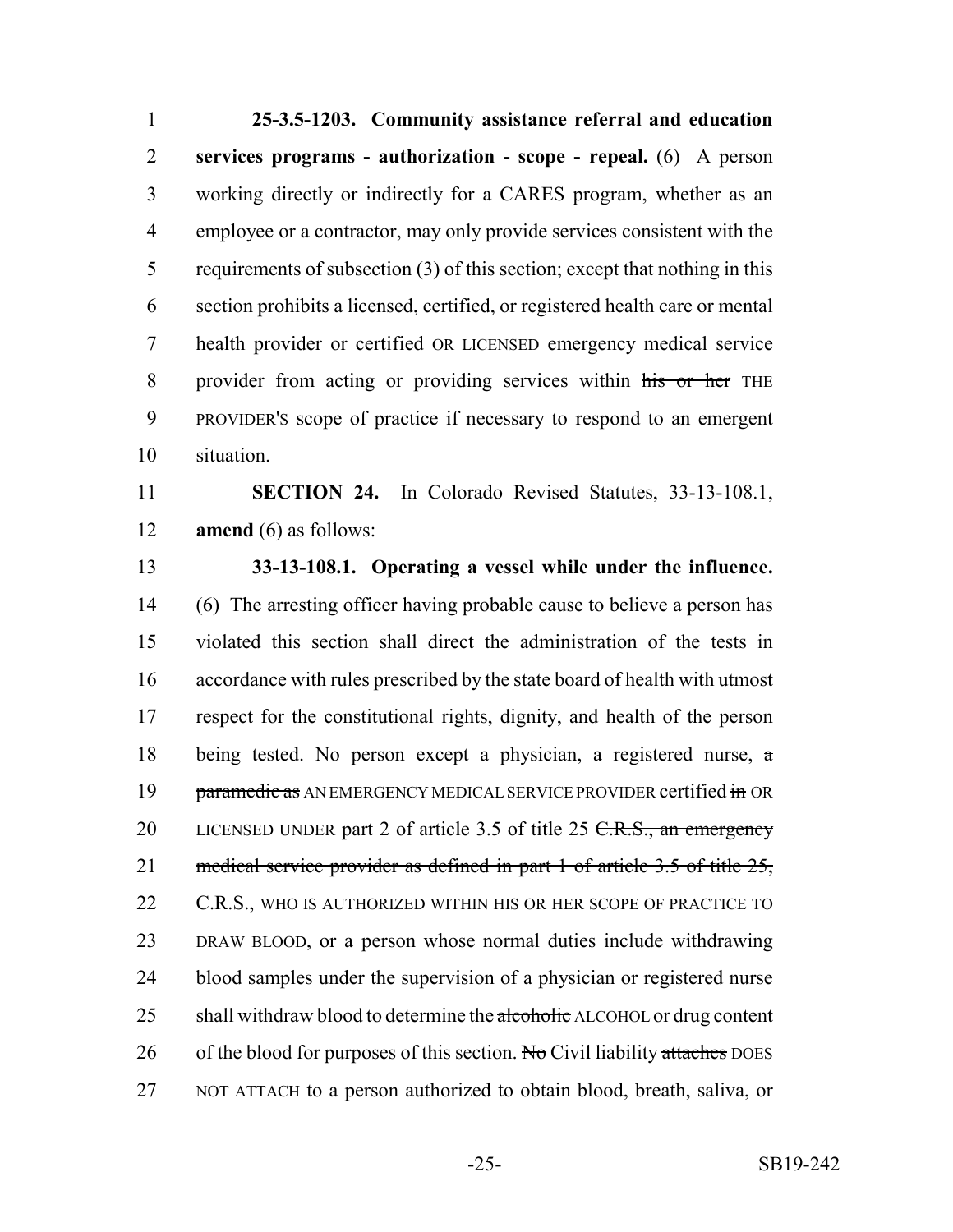**25-3.5-1203. Community assistance referral and education services programs - authorization - scope - repeal.** (6) A person working directly or indirectly for a CARES program, whether as an employee or a contractor, may only provide services consistent with the requirements of subsection (3) of this section; except that nothing in this section prohibits a licensed, certified, or registered health care or mental health provider or certified OR LICENSED emergency medical service provider from acting or providing services within ~~his or her~~ THE PROVIDER'S scope of practice if necessary to respond to an emergent situation.

**SECTION 24.** In Colorado Revised Statutes, 33-13-108.1, **amend** (6) as follows:

**33-13-108.1. Operating a vessel while under the influence.** (6) The arresting officer having probable cause to believe a person has violated this section shall direct the administration of the tests in accordance with rules prescribed by the state board of health with utmost respect for the constitutional rights, dignity, and health of the person being tested. No person except a physician, a registered nurse, ~~a paramedic as~~ AN EMERGENCY MEDICAL SERVICE PROVIDER certified ~~in~~ OR LICENSED UNDER part 2 of article 3.5 of title 25 ~~C.R.S., an emergency medical service provider as defined in part 1 of article 3.5 of title 25, C.R.S.,~~ WHO IS AUTHORIZED WITHIN HIS OR HER SCOPE OF PRACTICE TO DRAW BLOOD, or a person whose normal duties include withdrawing blood samples under the supervision of a physician or registered nurse shall withdraw blood to determine the ~~alcoholic~~ ALCOHOL or drug content of the blood for purposes of this section. ~~No~~ Civil liability ~~attaches~~ DOES NOT ATTACH to a person authorized to obtain blood, breath, saliva, or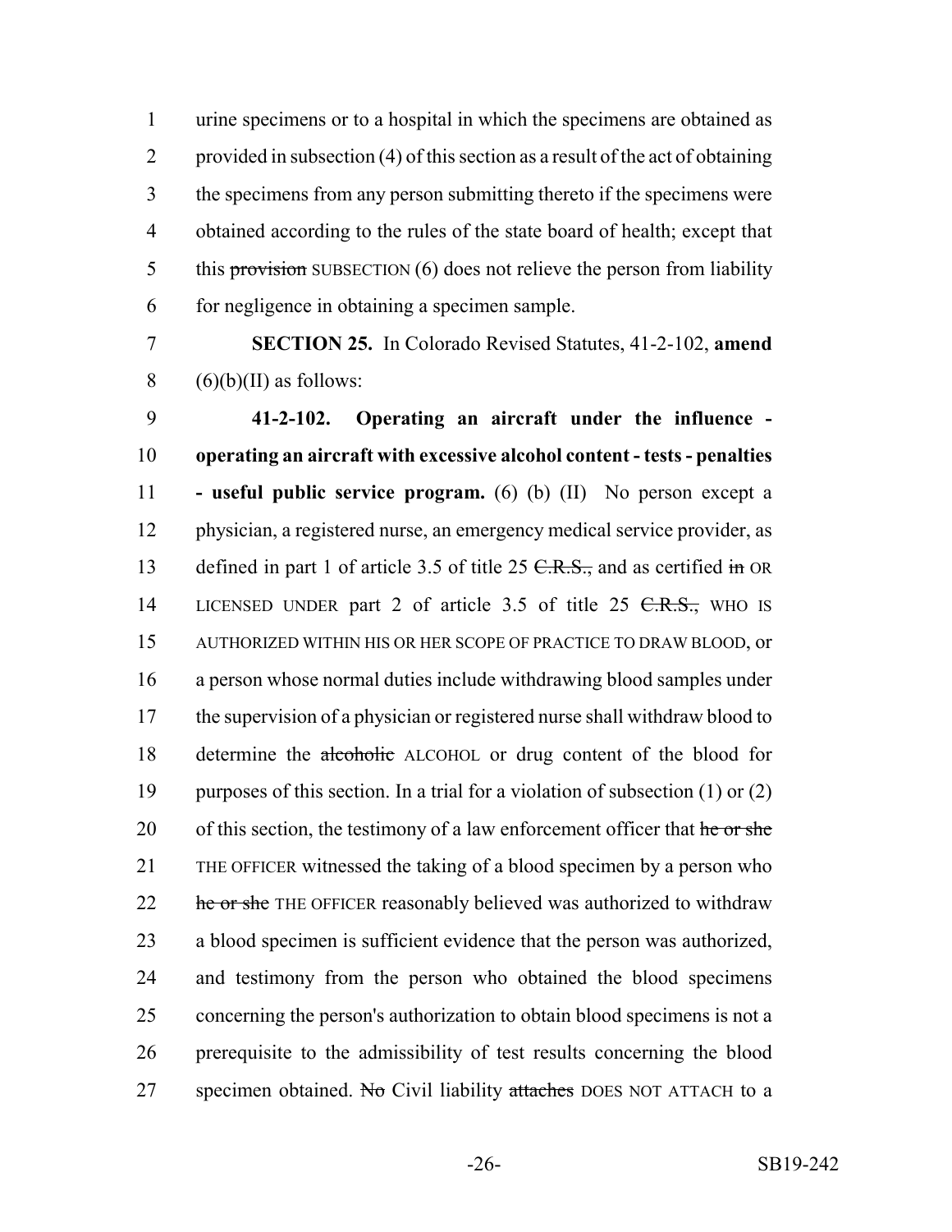urine specimens or to a hospital in which the specimens are obtained as provided in subsection (4) of this section as a result of the act of obtaining the specimens from any person submitting thereto if the specimens were obtained according to the rules of the state board of health; except that this ~~provision~~ SUBSECTION (6) does not relieve the person from liability for negligence in obtaining a specimen sample.

**SECTION 25.** In Colorado Revised Statutes, 41-2-102, **amend** (6)(b)(II) as follows:

**41-2-102. Operating an aircraft under the influence - operating an aircraft with excessive alcohol content - tests - penalties - useful public service program.** (6) (b) (II) No person except a physician, a registered nurse, an emergency medical service provider, as defined in part 1 of article 3.5 of title 25 ~~C.R.S.,~~ and as certified ~~in~~ OR LICENSED UNDER part 2 of article 3.5 of title 25 ~~C.R.S.,~~ WHO IS AUTHORIZED WITHIN HIS OR HER SCOPE OF PRACTICE TO DRAW BLOOD, or a person whose normal duties include withdrawing blood samples under the supervision of a physician or registered nurse shall withdraw blood to determine the ~~alcoholic~~ ALCOHOL or drug content of the blood for purposes of this section. In a trial for a violation of subsection (1) or (2) of this section, the testimony of a law enforcement officer that ~~he or she~~ THE OFFICER witnessed the taking of a blood specimen by a person who ~~he or she~~ THE OFFICER reasonably believed was authorized to withdraw a blood specimen is sufficient evidence that the person was authorized, and testimony from the person who obtained the blood specimens concerning the person's authorization to obtain blood specimens is not a prerequisite to the admissibility of test results concerning the blood specimen obtained. ~~No~~ Civil liability ~~attaches~~ DOES NOT ATTACH to a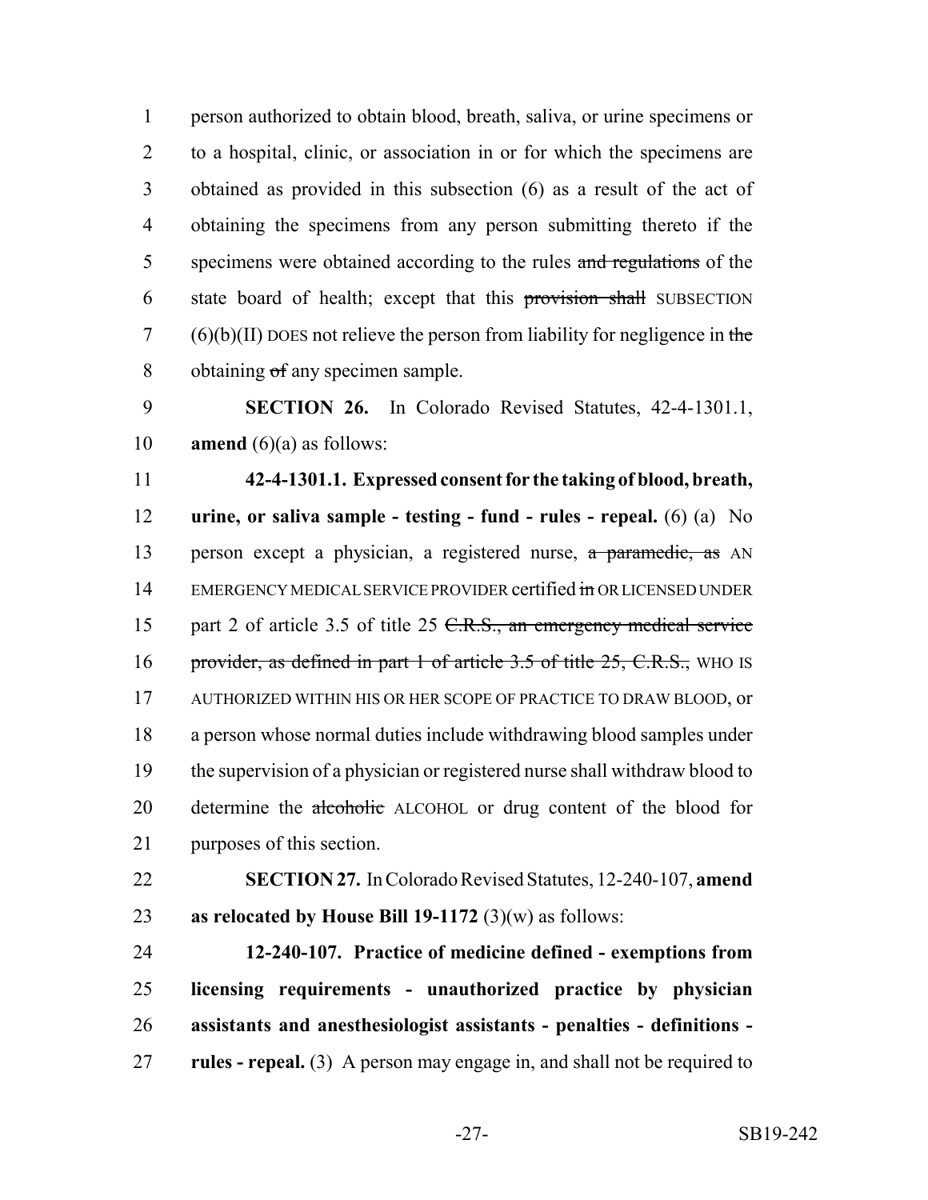person authorized to obtain blood, breath, saliva, or urine specimens or to a hospital, clinic, or association in or for which the specimens are obtained as provided in this subsection (6) as a result of the act of obtaining the specimens from any person submitting thereto if the specimens were obtained according to the rules ~~and regulations~~ of the state board of health; except that this ~~provision shall~~ SUBSECTION (6)(b)(II) DOES not relieve the person from liability for negligence in ~~the~~ obtaining ~~of~~ any specimen sample.

**SECTION 26.** In Colorado Revised Statutes, 42-4-1301.1, **amend** (6)(a) as follows:

**42-4-1301.1. Expressed consent for the taking of blood, breath, urine, or saliva sample - testing - fund - rules - repeal.** (6) (a) No person except a physician, a registered nurse, ~~a paramedic, as~~ AN EMERGENCY MEDICAL SERVICE PROVIDER certified ~~in~~ OR LICENSED UNDER part 2 of article 3.5 of title 25 ~~C.R.S., an emergency medical service provider, as defined in part 1 of article 3.5 of title 25, C.R.S.,~~ WHO IS AUTHORIZED WITHIN HIS OR HER SCOPE OF PRACTICE TO DRAW BLOOD, or a person whose normal duties include withdrawing blood samples under the supervision of a physician or registered nurse shall withdraw blood to determine the ~~alcoholic~~ ALCOHOL or drug content of the blood for purposes of this section.

**SECTION 27.** In Colorado Revised Statutes, 12-240-107, **amend as relocated by House Bill 19-1172** (3)(w) as follows:

**12-240-107. Practice of medicine defined - exemptions from licensing requirements - unauthorized practice by physician assistants and anesthesiologist assistants - penalties - definitions - rules - repeal.** (3) A person may engage in, and shall not be required to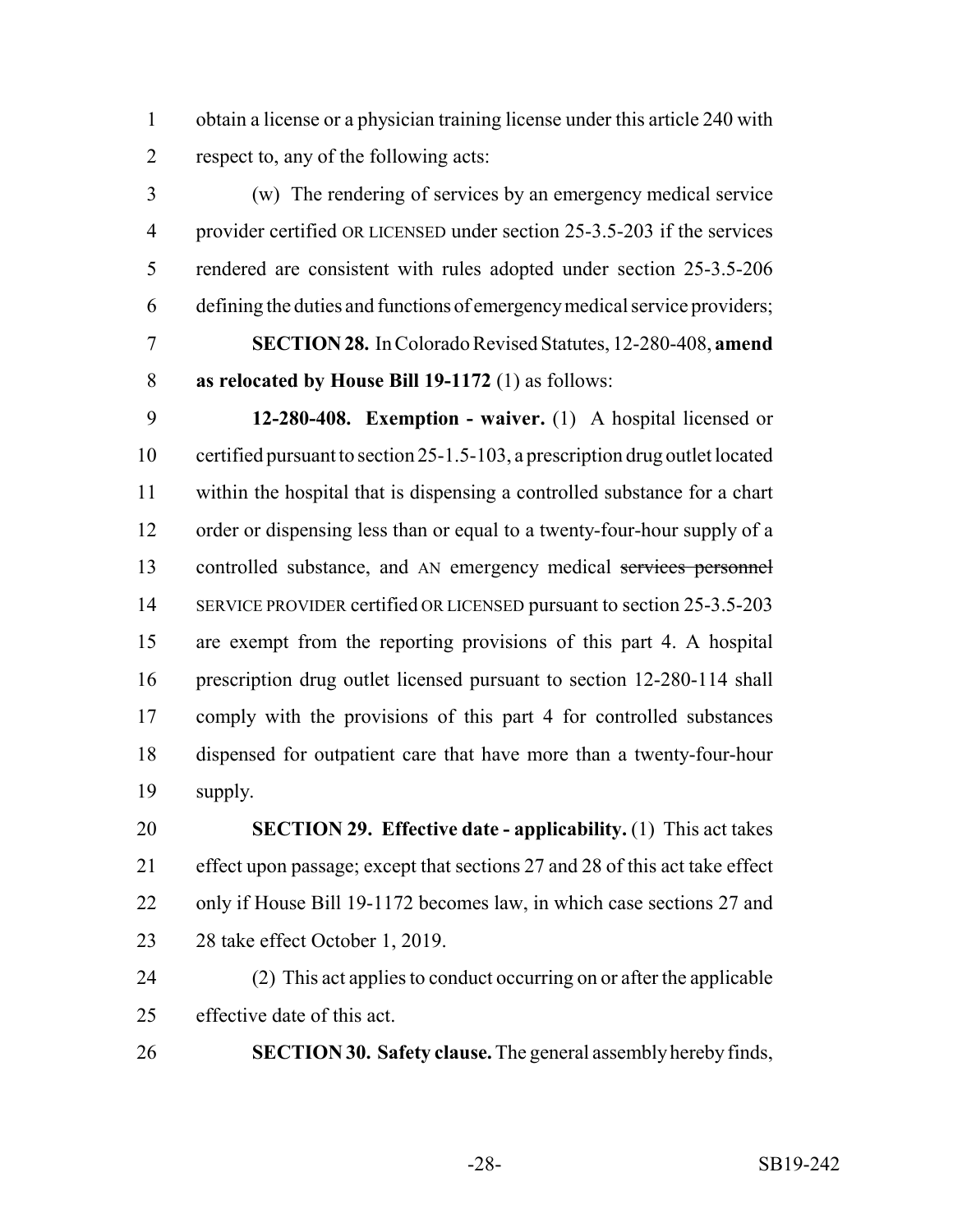obtain a license or a physician training license under this article 240 with respect to, any of the following acts:

(w) The rendering of services by an emergency medical service provider certified OR LICENSED under section 25-3.5-203 if the services rendered are consistent with rules adopted under section 25-3.5-206 defining the duties and functions of emergency medical service providers;

**SECTION 28.** In Colorado Revised Statutes, 12-280-408, **amend as relocated by House Bill 19-1172** (1) as follows:

**12-280-408. Exemption - waiver.** (1) A hospital licensed or certified pursuant to section 25-1.5-103, a prescription drug outlet located within the hospital that is dispensing a controlled substance for a chart order or dispensing less than or equal to a twenty-four-hour supply of a controlled substance, and AN emergency medical ~~services personnel~~ SERVICE PROVIDER certified OR LICENSED pursuant to section 25-3.5-203 are exempt from the reporting provisions of this part 4. A hospital prescription drug outlet licensed pursuant to section 12-280-114 shall comply with the provisions of this part 4 for controlled substances dispensed for outpatient care that have more than a twenty-four-hour supply.

**SECTION 29. Effective date - applicability.** (1) This act takes effect upon passage; except that sections 27 and 28 of this act take effect only if House Bill 19-1172 becomes law, in which case sections 27 and 28 take effect October 1, 2019.

(2) This act applies to conduct occurring on or after the applicable effective date of this act.

**SECTION 30. Safety clause.** The general assembly hereby finds,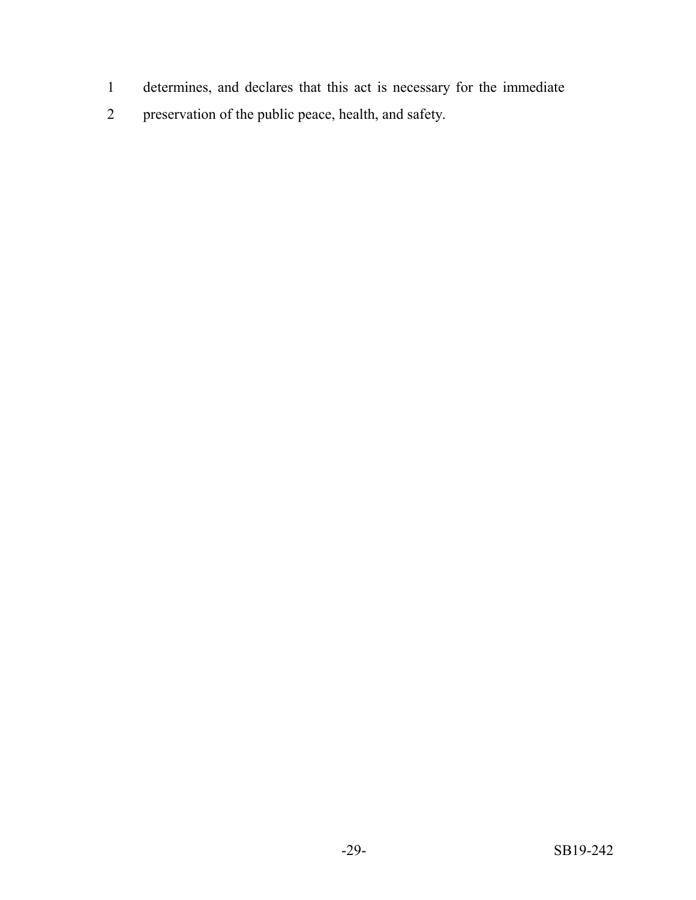determines, and declares that this act is necessary for the immediate preservation of the public peace, health, and safety.